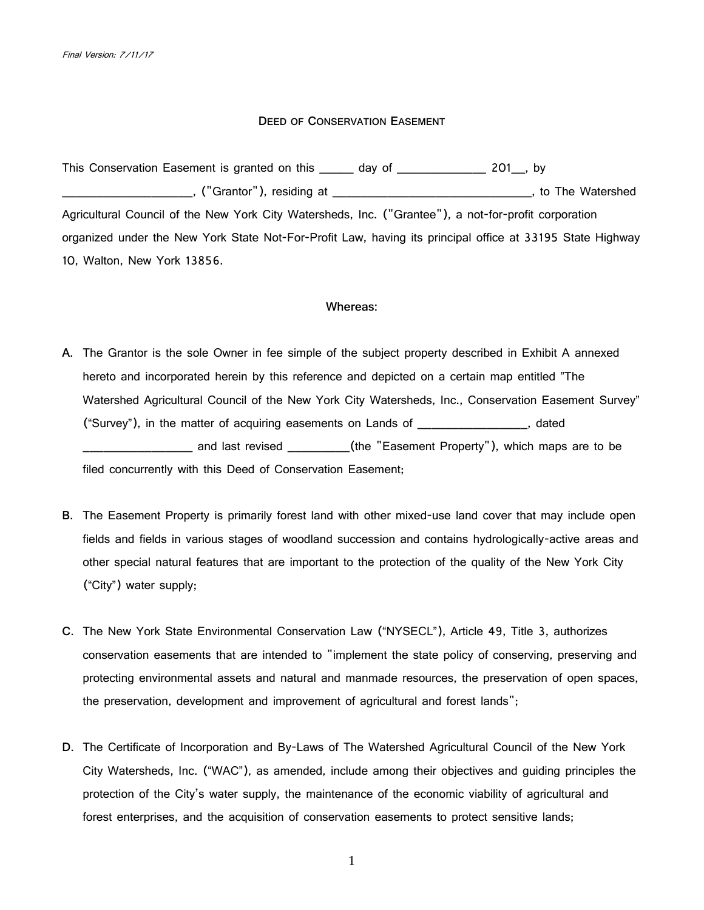*Final Version: 7/11/17*

# Deed of Conservation Easement

This Conservation Easement is granted on this _____ day of ______________ 201__, by ____________________, ("Grantor"), residing at ________________________________, to The Watershed Agricultural Council of the New York City Watersheds, Inc. ("Grantee"), a not-for-profit corporation organized under the New York State Not-For-Profit Law, having its principal office at 33195 State Highway 10, Walton, New York 13856.

## Whereas:

A. The Grantor is the sole Owner in fee simple of the subject property described in Exhibit A annexed hereto and incorporated herein by this reference and depicted on a certain map entitled "The Watershed Agricultural Council of the New York City Watersheds, Inc., Conservation Easement Survey" ("Survey"), in the matter of acquiring easements on Lands of _________________, dated _________________ and last revised __________(the "Easement Property"), which maps are to be filed concurrently with this Deed of Conservation Easement;

B. The Easement Property is primarily forest land with other mixed-use land cover that may include open fields and fields in various stages of woodland succession and contains hydrologically-active areas and other special natural features that are important to the protection of the quality of the New York City ("City") water supply;

C. The New York State Environmental Conservation Law ("NYSECL"), Article 49, Title 3, authorizes conservation easements that are intended to "implement the state policy of conserving, preserving and protecting environmental assets and natural and manmade resources, the preservation of open spaces, the preservation, development and improvement of agricultural and forest lands";

D. The Certificate of Incorporation and By-Laws of The Watershed Agricultural Council of the New York City Watersheds, Inc. ("WAC"), as amended, include among their objectives and guiding principles the protection of the City's water supply, the maintenance of the economic viability of agricultural and forest enterprises, and the acquisition of conservation easements to protect sensitive lands;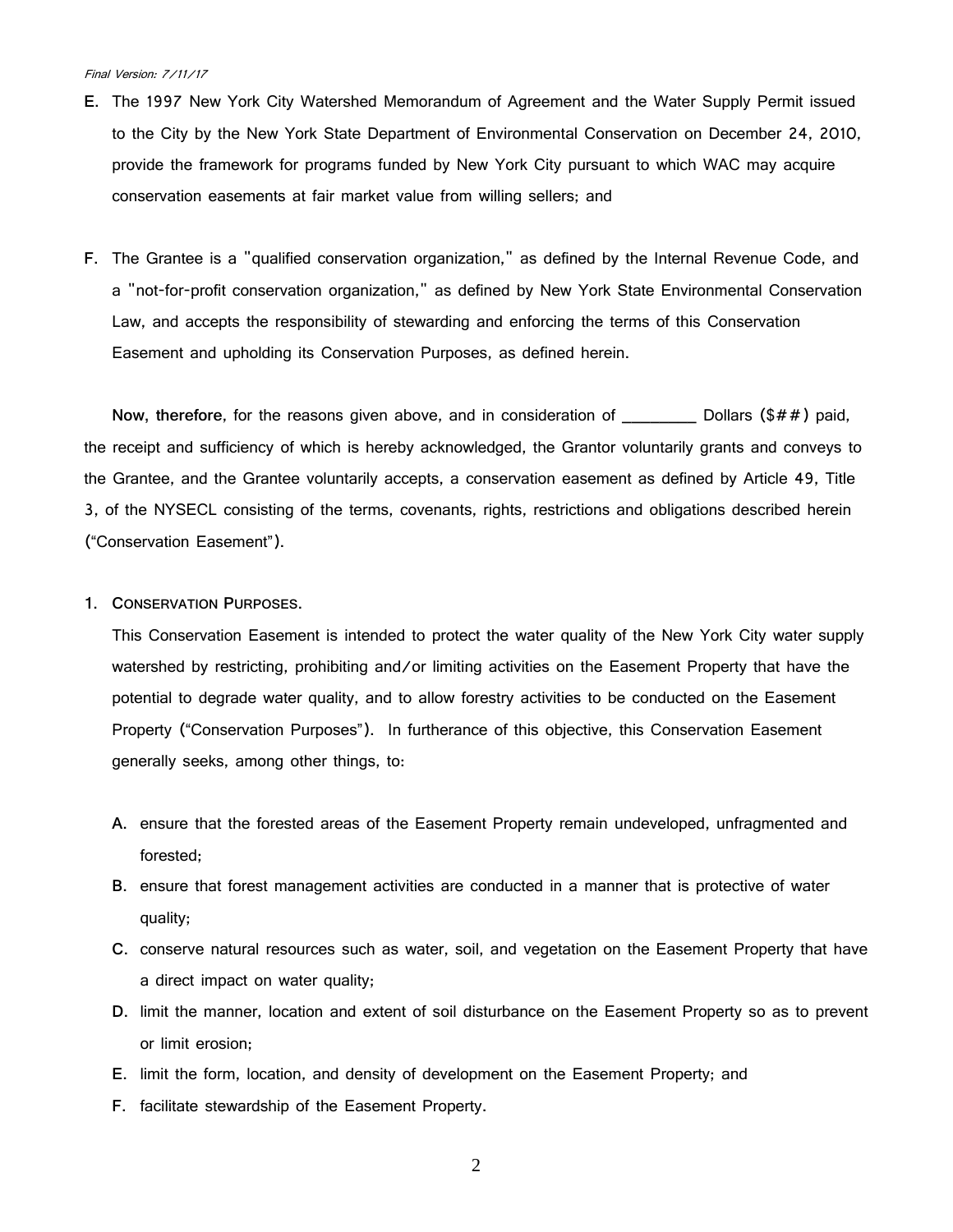E. The 1997 New York City Watershed Memorandum of Agreement and the Water Supply Permit issued to the City by the New York State Department of Environmental Conservation on December 24, 2010, provide the framework for programs funded by New York City pursuant to which WAC may acquire conservation easements at fair market value from willing sellers; and

F. The Grantee is a "qualified conservation organization," as defined by the Internal Revenue Code, and a "not-for-profit conservation organization," as defined by New York State Environmental Conservation Law, and accepts the responsibility of stewarding and enforcing the terms of this Conservation Easement and upholding its Conservation Purposes, as defined herein.

**Now, therefore**, for the reasons given above, and in consideration of ________ Dollars ($##) paid, the receipt and sufficiency of which is hereby acknowledged, the Grantor voluntarily grants and conveys to the Grantee, and the Grantee voluntarily accepts, a conservation easement as defined by Article 49, Title 3, of the NYSECL consisting of the terms, covenants, rights, restrictions and obligations described herein ("Conservation Easement").

1. **Conservation Purposes.**

   This Conservation Easement is intended to protect the water quality of the New York City water supply watershed by restricting, prohibiting and/or limiting activities on the Easement Property that have the potential to degrade water quality, and to allow forestry activities to be conducted on the Easement Property ("Conservation Purposes"). In furtherance of this objective, this Conservation Easement generally seeks, among other things, to:

   A. ensure that the forested areas of the Easement Property remain undeveloped, unfragmented and forested;
   B. ensure that forest management activities are conducted in a manner that is protective of water quality;
   C. conserve natural resources such as water, soil, and vegetation on the Easement Property that have a direct impact on water quality;
   D. limit the manner, location and extent of soil disturbance on the Easement Property so as to prevent or limit erosion;
   E. limit the form, location, and density of development on the Easement Property; and
   F. facilitate stewardship of the Easement Property.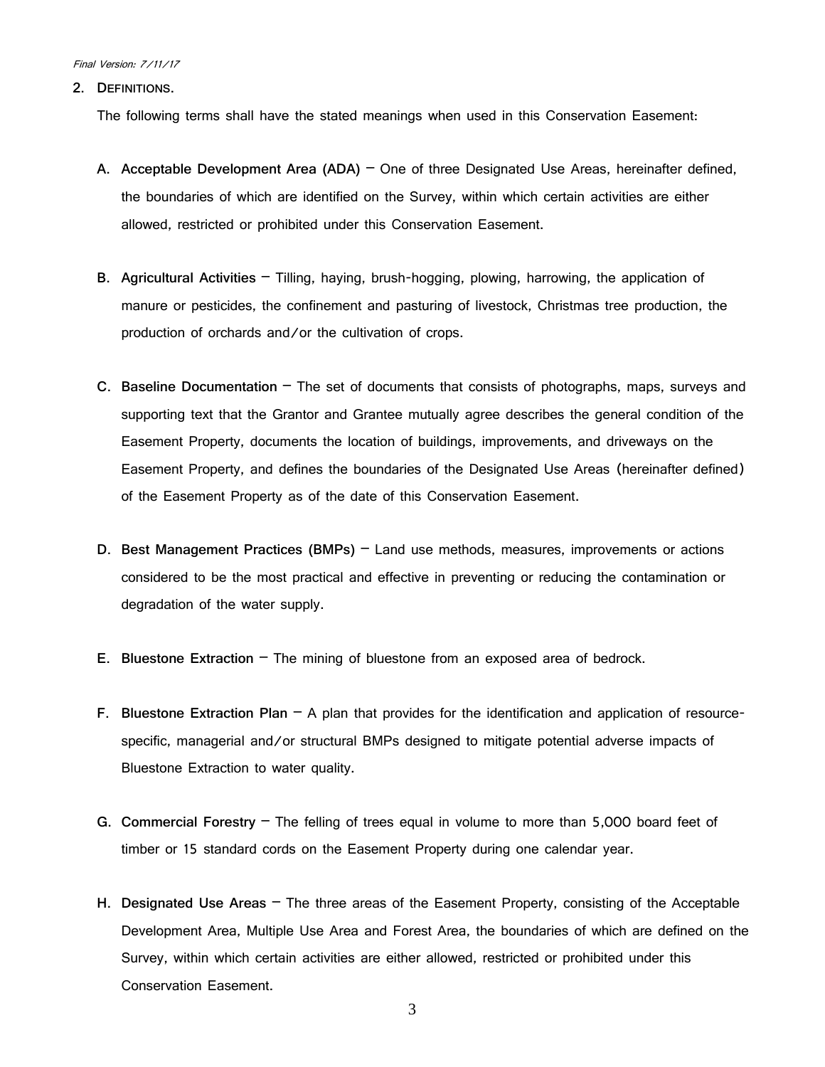## 2. DEFINITIONS.

The following terms shall have the stated meanings when used in this Conservation Easement:

A. **Acceptable Development Area (ADA)** – One of three Designated Use Areas, hereinafter defined, the boundaries of which are identified on the Survey, within which certain activities are either allowed, restricted or prohibited under this Conservation Easement.

B. **Agricultural Activities** – Tilling, haying, brush-hogging, plowing, harrowing, the application of manure or pesticides, the confinement and pasturing of livestock, Christmas tree production, the production of orchards and/or the cultivation of crops.

C. **Baseline Documentation** – The set of documents that consists of photographs, maps, surveys and supporting text that the Grantor and Grantee mutually agree describes the general condition of the Easement Property, documents the location of buildings, improvements, and driveways on the Easement Property, and defines the boundaries of the Designated Use Areas (hereinafter defined) of the Easement Property as of the date of this Conservation Easement.

D. **Best Management Practices (BMPs)** – Land use methods, measures, improvements or actions considered to be the most practical and effective in preventing or reducing the contamination or degradation of the water supply.

E. **Bluestone Extraction** – The mining of bluestone from an exposed area of bedrock.

F. **Bluestone Extraction Plan** – A plan that provides for the identification and application of resource-specific, managerial and/or structural BMPs designed to mitigate potential adverse impacts of Bluestone Extraction to water quality.

G. **Commercial Forestry** – The felling of trees equal in volume to more than 5,000 board feet of timber or 15 standard cords on the Easement Property during one calendar year.

H. **Designated Use Areas** – The three areas of the Easement Property, consisting of the Acceptable Development Area, Multiple Use Area and Forest Area, the boundaries of which are defined on the Survey, within which certain activities are either allowed, restricted or prohibited under this Conservation Easement.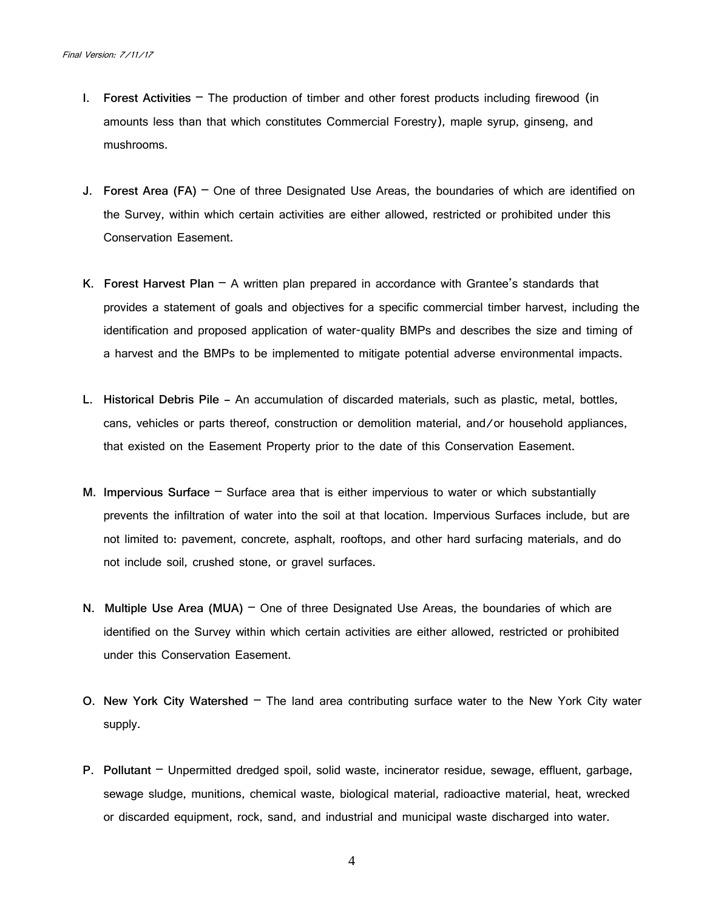I. **Forest Activities** – The production of timber and other forest products including firewood (in amounts less than that which constitutes Commercial Forestry), maple syrup, ginseng, and mushrooms.

J. **Forest Area (FA)** – One of three Designated Use Areas, the boundaries of which are identified on the Survey, within which certain activities are either allowed, restricted or prohibited under this Conservation Easement.

K. **Forest Harvest Plan** – A written plan prepared in accordance with Grantee's standards that provides a statement of goals and objectives for a specific commercial timber harvest, including the identification and proposed application of water-quality BMPs and describes the size and timing of a harvest and the BMPs to be implemented to mitigate potential adverse environmental impacts.

L. **Historical Debris Pile** – An accumulation of discarded materials, such as plastic, metal, bottles, cans, vehicles or parts thereof, construction or demolition material, and/or household appliances, that existed on the Easement Property prior to the date of this Conservation Easement.

M. **Impervious Surface** – Surface area that is either impervious to water or which substantially prevents the infiltration of water into the soil at that location. Impervious Surfaces include, but are not limited to: pavement, concrete, asphalt, rooftops, and other hard surfacing materials, and do not include soil, crushed stone, or gravel surfaces.

N. **Multiple Use Area (MUA)** – One of three Designated Use Areas, the boundaries of which are identified on the Survey within which certain activities are either allowed, restricted or prohibited under this Conservation Easement.

O. **New York City Watershed** – The land area contributing surface water to the New York City water supply.

P. **Pollutant** – Unpermitted dredged spoil, solid waste, incinerator residue, sewage, effluent, garbage, sewage sludge, munitions, chemical waste, biological material, radioactive material, heat, wrecked or discarded equipment, rock, sand, and industrial and municipal waste discharged into water.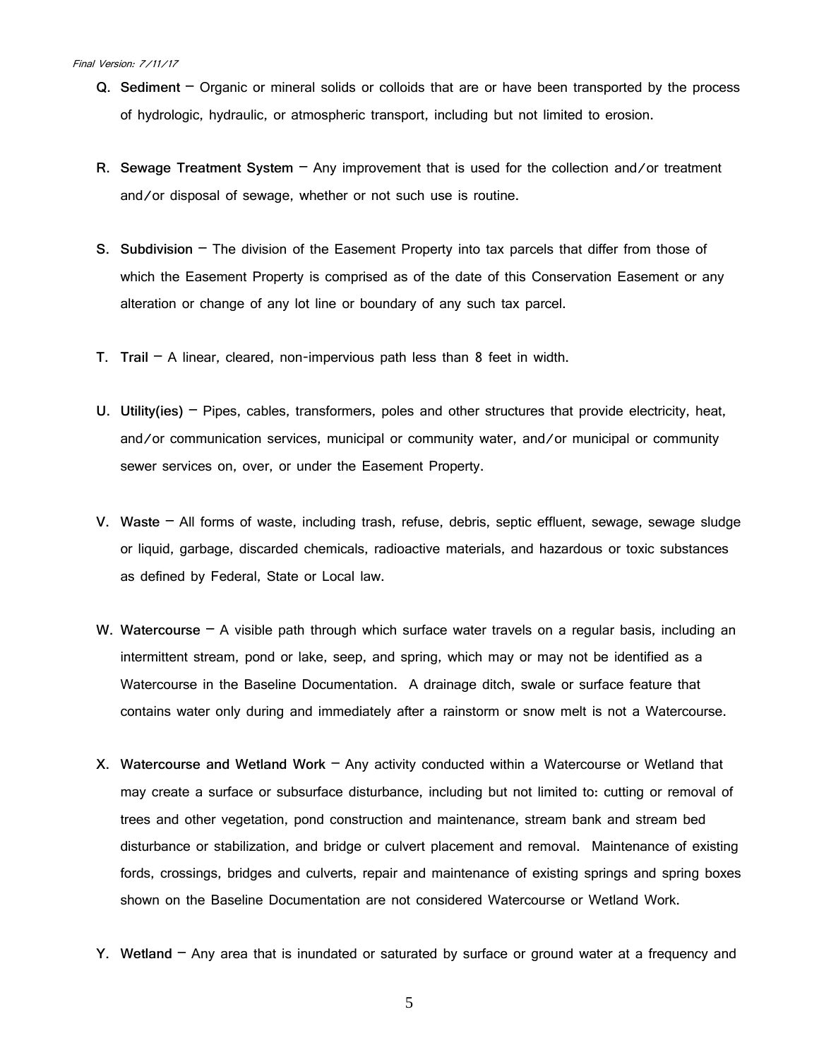Q. **Sediment** – Organic or mineral solids or colloids that are or have been transported by the process of hydrologic, hydraulic, or atmospheric transport, including but not limited to erosion.

R. **Sewage Treatment System** – Any improvement that is used for the collection and/or treatment and/or disposal of sewage, whether or not such use is routine.

S. **Subdivision** – The division of the Easement Property into tax parcels that differ from those of which the Easement Property is comprised as of the date of this Conservation Easement or any alteration or change of any lot line or boundary of any such tax parcel.

T. **Trail** – A linear, cleared, non-impervious path less than 8 feet in width.

U. **Utility(ies)** – Pipes, cables, transformers, poles and other structures that provide electricity, heat, and/or communication services, municipal or community water, and/or municipal or community sewer services on, over, or under the Easement Property.

V. **Waste** – All forms of waste, including trash, refuse, debris, septic effluent, sewage, sewage sludge or liquid, garbage, discarded chemicals, radioactive materials, and hazardous or toxic substances as defined by Federal, State or Local law.

W. **Watercourse** – A visible path through which surface water travels on a regular basis, including an intermittent stream, pond or lake, seep, and spring, which may or may not be identified as a Watercourse in the Baseline Documentation. A drainage ditch, swale or surface feature that contains water only during and immediately after a rainstorm or snow melt is not a Watercourse.

X. **Watercourse and Wetland Work** – Any activity conducted within a Watercourse or Wetland that may create a surface or subsurface disturbance, including but not limited to: cutting or removal of trees and other vegetation, pond construction and maintenance, stream bank and stream bed disturbance or stabilization, and bridge or culvert placement and removal. Maintenance of existing fords, crossings, bridges and culverts, repair and maintenance of existing springs and spring boxes shown on the Baseline Documentation are not considered Watercourse or Wetland Work.

Y. **Wetland** – Any area that is inundated or saturated by surface or ground water at a frequency and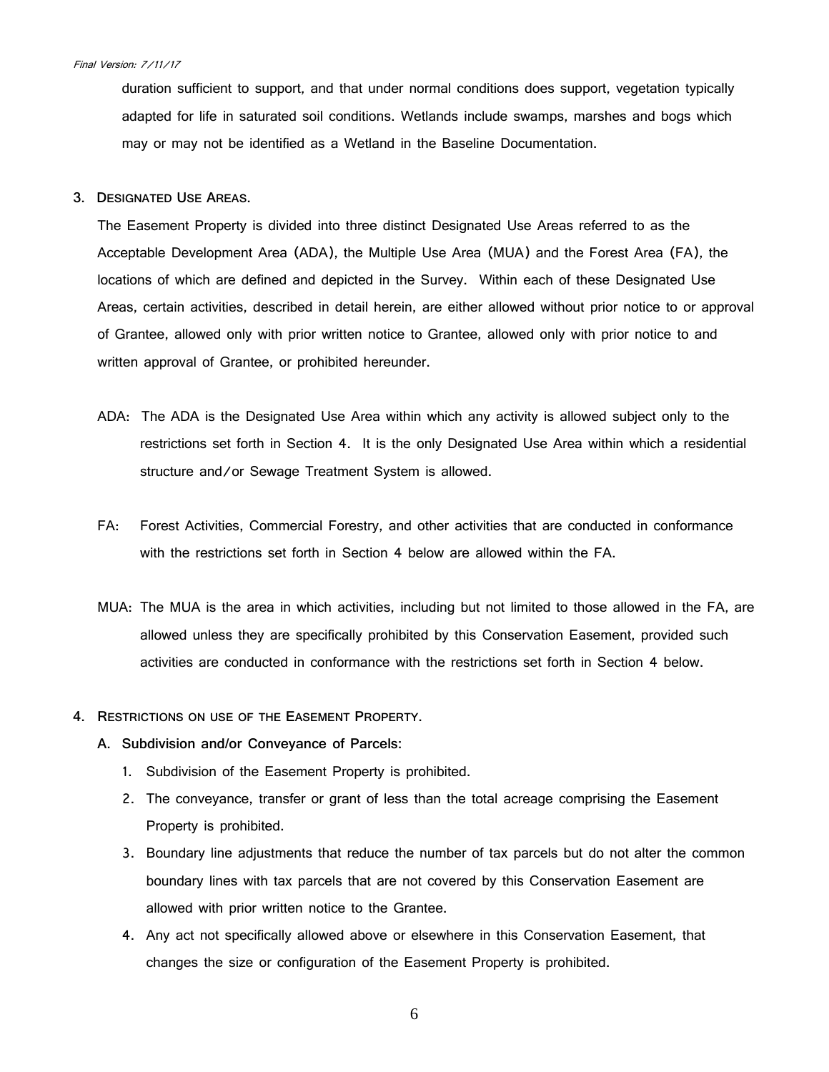duration sufficient to support, and that under normal conditions does support, vegetation typically adapted for life in saturated soil conditions. Wetlands include swamps, marshes and bogs which may or may not be identified as a Wetland in the Baseline Documentation.

3. **Designated Use Areas.**

The Easement Property is divided into three distinct Designated Use Areas referred to as the Acceptable Development Area (ADA), the Multiple Use Area (MUA) and the Forest Area (FA), the locations of which are defined and depicted in the Survey. Within each of these Designated Use Areas, certain activities, described in detail herein, are either allowed without prior notice to or approval of Grantee, allowed only with prior written notice to Grantee, allowed only with prior notice to and written approval of Grantee, or prohibited hereunder.

ADA: The ADA is the Designated Use Area within which any activity is allowed subject only to the restrictions set forth in Section 4. It is the only Designated Use Area within which a residential structure and/or Sewage Treatment System is allowed.

FA: Forest Activities, Commercial Forestry, and other activities that are conducted in conformance with the restrictions set forth in Section 4 below are allowed within the FA.

MUA: The MUA is the area in which activities, including but not limited to those allowed in the FA, are allowed unless they are specifically prohibited by this Conservation Easement, provided such activities are conducted in conformance with the restrictions set forth in Section 4 below.

4. **Restrictions on use of the Easement Property.**

   A. **Subdivision and/or Conveyance of Parcels:**

      1. Subdivision of the Easement Property is prohibited.
      2. The conveyance, transfer or grant of less than the total acreage comprising the Easement Property is prohibited.
      3. Boundary line adjustments that reduce the number of tax parcels but do not alter the common boundary lines with tax parcels that are not covered by this Conservation Easement are allowed with prior written notice to the Grantee.
      4. Any act not specifically allowed above or elsewhere in this Conservation Easement, that changes the size or configuration of the Easement Property is prohibited.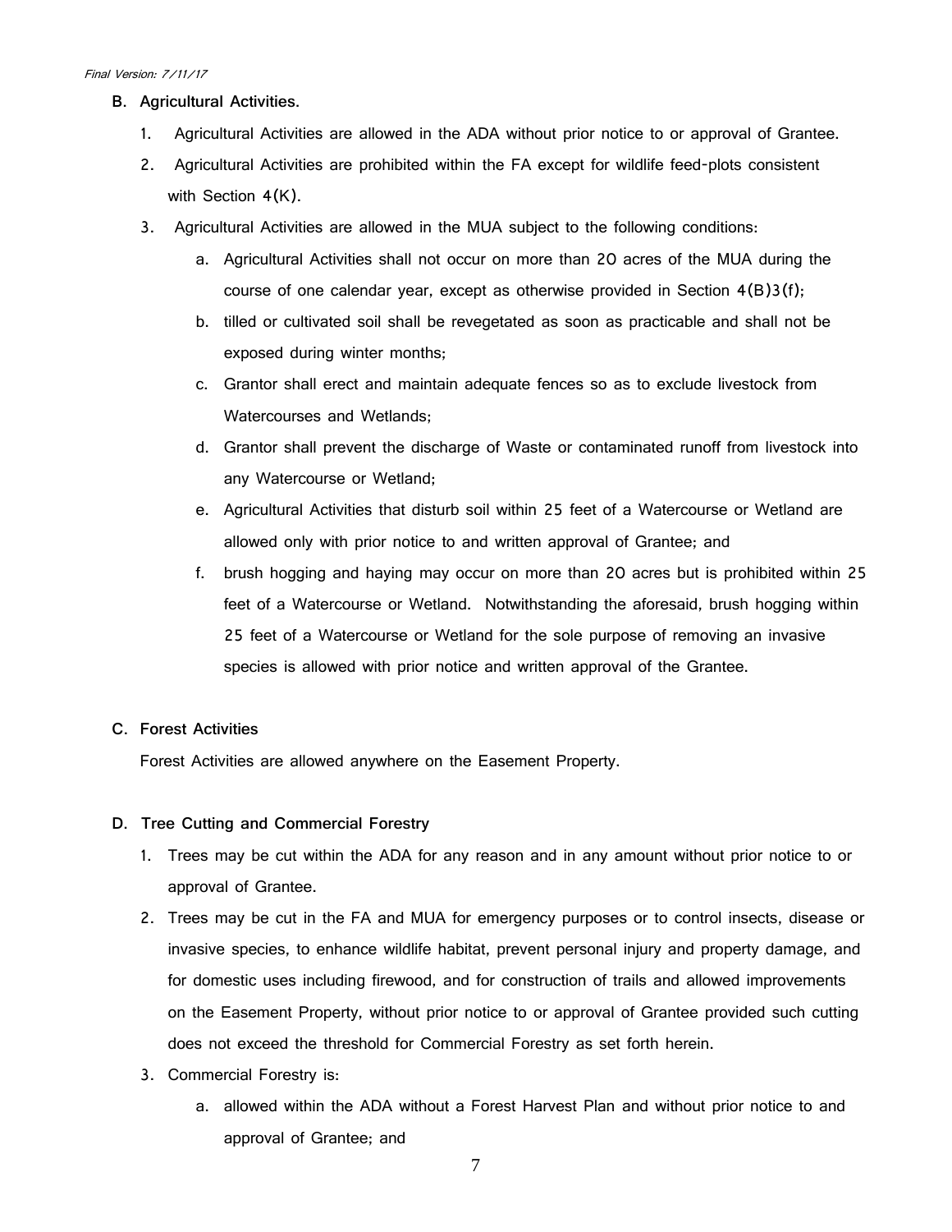**B. Agricultural Activities.**

1. Agricultural Activities are allowed in the ADA without prior notice to or approval of Grantee.
2. Agricultural Activities are prohibited within the FA except for wildlife feed-plots consistent with Section 4(K).
3. Agricultural Activities are allowed in the MUA subject to the following conditions:
    a. Agricultural Activities shall not occur on more than 20 acres of the MUA during the course of one calendar year, except as otherwise provided in Section 4(B)3(f);
    b. tilled or cultivated soil shall be revegetated as soon as practicable and shall not be exposed during winter months;
    c. Grantor shall erect and maintain adequate fences so as to exclude livestock from Watercourses and Wetlands;
    d. Grantor shall prevent the discharge of Waste or contaminated runoff from livestock into any Watercourse or Wetland;
    e. Agricultural Activities that disturb soil within 25 feet of a Watercourse or Wetland are allowed only with prior notice to and written approval of Grantee; and
    f. brush hogging and haying may occur on more than 20 acres but is prohibited within 25 feet of a Watercourse or Wetland. Notwithstanding the aforesaid, brush hogging within 25 feet of a Watercourse or Wetland for the sole purpose of removing an invasive species is allowed with prior notice and written approval of the Grantee.

**C. Forest Activities**

Forest Activities are allowed anywhere on the Easement Property.

**D. Tree Cutting and Commercial Forestry**

1. Trees may be cut within the ADA for any reason and in any amount without prior notice to or approval of Grantee.
2. Trees may be cut in the FA and MUA for emergency purposes or to control insects, disease or invasive species, to enhance wildlife habitat, prevent personal injury and property damage, and for domestic uses including firewood, and for construction of trails and allowed improvements on the Easement Property, without prior notice to or approval of Grantee provided such cutting does not exceed the threshold for Commercial Forestry as set forth herein.
3. Commercial Forestry is:
    a. allowed within the ADA without a Forest Harvest Plan and without prior notice to and approval of Grantee; and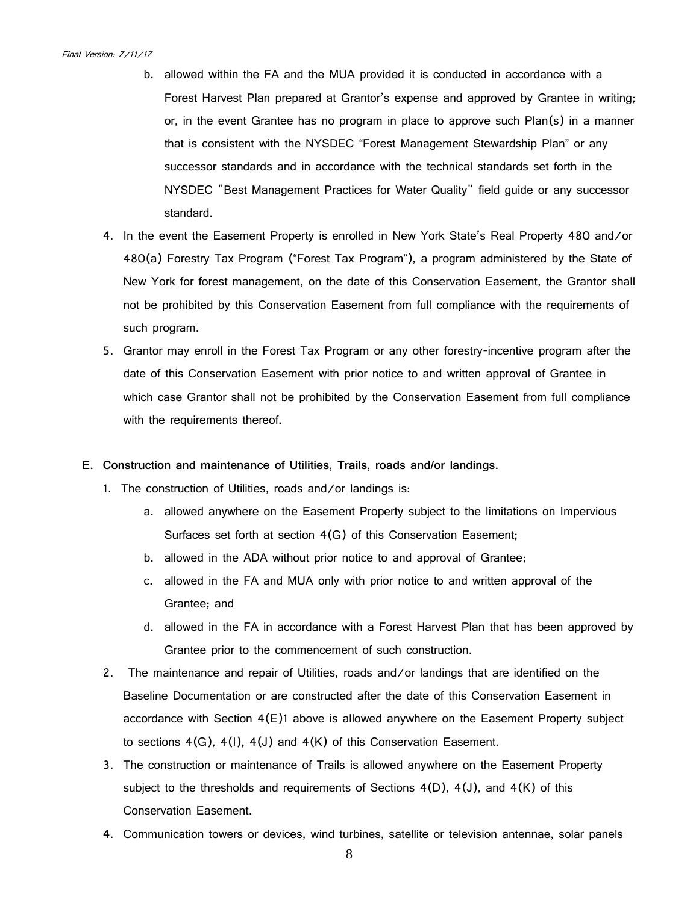b. allowed within the FA and the MUA provided it is conducted in accordance with a Forest Harvest Plan prepared at Grantor's expense and approved by Grantee in writing; or, in the event Grantee has no program in place to approve such Plan(s) in a manner that is consistent with the NYSDEC "Forest Management Stewardship Plan" or any successor standards and in accordance with the technical standards set forth in the NYSDEC "Best Management Practices for Water Quality" field guide or any successor standard.

4. In the event the Easement Property is enrolled in New York State's Real Property 480 and/or 480(a) Forestry Tax Program ("Forest Tax Program"), a program administered by the State of New York for forest management, on the date of this Conservation Easement, the Grantor shall not be prohibited by this Conservation Easement from full compliance with the requirements of such program.

5. Grantor may enroll in the Forest Tax Program or any other forestry-incentive program after the date of this Conservation Easement with prior notice to and written approval of Grantee in which case Grantor shall not be prohibited by the Conservation Easement from full compliance with the requirements thereof.

**E. Construction and maintenance of Utilities, Trails, roads and/or landings.**

1. The construction of Utilities, roads and/or landings is:
   a. allowed anywhere on the Easement Property subject to the limitations on Impervious Surfaces set forth at section 4(G) of this Conservation Easement;
   b. allowed in the ADA without prior notice to and approval of Grantee;
   c. allowed in the FA and MUA only with prior notice to and written approval of the Grantee; and
   d. allowed in the FA in accordance with a Forest Harvest Plan that has been approved by Grantee prior to the commencement of such construction.

2. The maintenance and repair of Utilities, roads and/or landings that are identified on the Baseline Documentation or are constructed after the date of this Conservation Easement in accordance with Section 4(E)1 above is allowed anywhere on the Easement Property subject to sections 4(G), 4(I), 4(J) and 4(K) of this Conservation Easement.

3. The construction or maintenance of Trails is allowed anywhere on the Easement Property subject to the thresholds and requirements of Sections 4(D), 4(J), and 4(K) of this Conservation Easement.

4. Communication towers or devices, wind turbines, satellite or television antennae, solar panels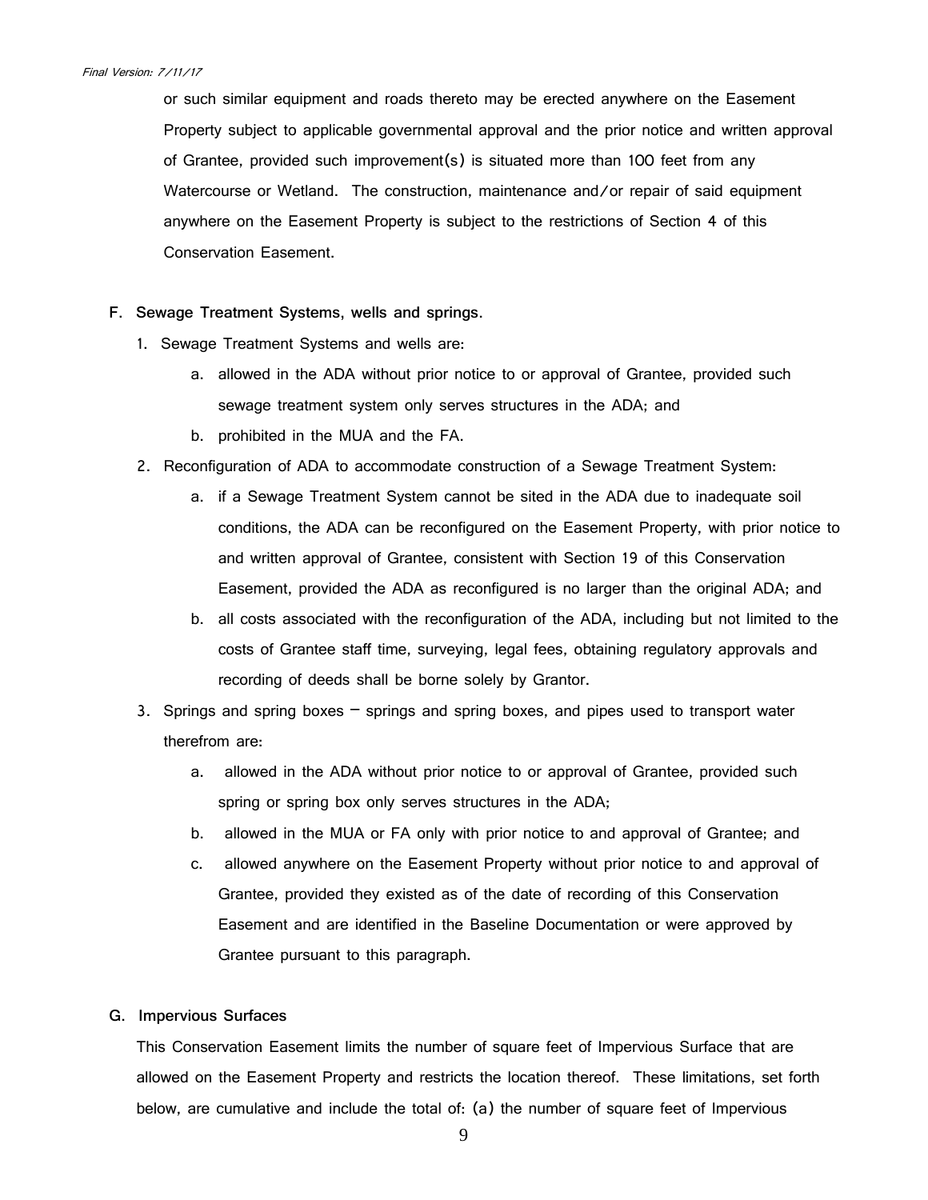or such similar equipment and roads thereto may be erected anywhere on the Easement Property subject to applicable governmental approval and the prior notice and written approval of Grantee, provided such improvement(s) is situated more than 100 feet from any Watercourse or Wetland. The construction, maintenance and/or repair of said equipment anywhere on the Easement Property is subject to the restrictions of Section 4 of this Conservation Easement.

**F. Sewage Treatment Systems, wells and springs.**

1. Sewage Treatment Systems and wells are:
   a. allowed in the ADA without prior notice to or approval of Grantee, provided such sewage treatment system only serves structures in the ADA; and
   b. prohibited in the MUA and the FA.
2. Reconfiguration of ADA to accommodate construction of a Sewage Treatment System:
   a. if a Sewage Treatment System cannot be sited in the ADA due to inadequate soil conditions, the ADA can be reconfigured on the Easement Property, with prior notice to and written approval of Grantee, consistent with Section 19 of this Conservation Easement, provided the ADA as reconfigured is no larger than the original ADA; and
   b. all costs associated with the reconfiguration of the ADA, including but not limited to the costs of Grantee staff time, surveying, legal fees, obtaining regulatory approvals and recording of deeds shall be borne solely by Grantor.
3. Springs and spring boxes – springs and spring boxes, and pipes used to transport water therefrom are:
   a. allowed in the ADA without prior notice to or approval of Grantee, provided such spring or spring box only serves structures in the ADA;
   b. allowed in the MUA or FA only with prior notice to and approval of Grantee; and
   c. allowed anywhere on the Easement Property without prior notice to and approval of Grantee, provided they existed as of the date of recording of this Conservation Easement and are identified in the Baseline Documentation or were approved by Grantee pursuant to this paragraph.

**G. Impervious Surfaces**

This Conservation Easement limits the number of square feet of Impervious Surface that are allowed on the Easement Property and restricts the location thereof. These limitations, set forth below, are cumulative and include the total of: (a) the number of square feet of Impervious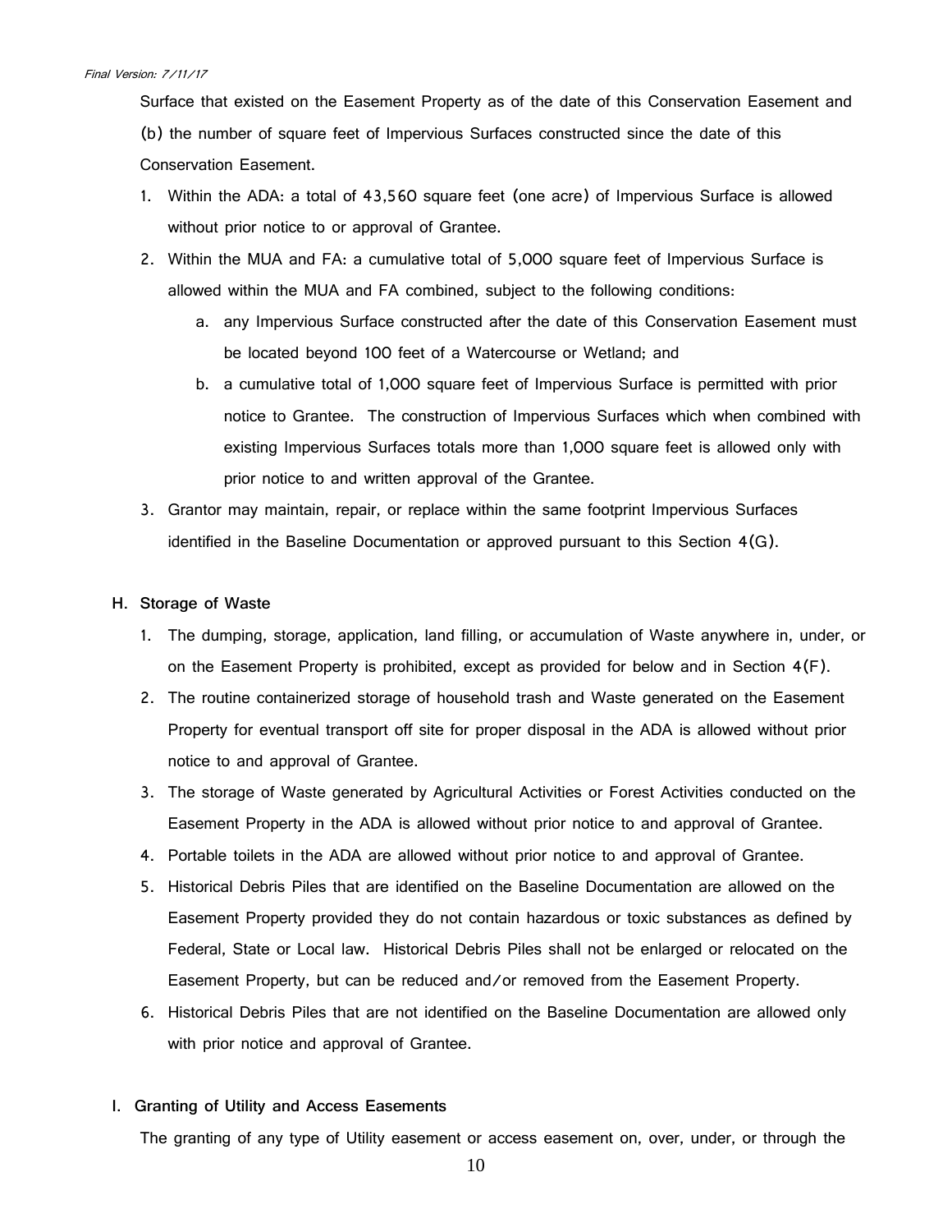Surface that existed on the Easement Property as of the date of this Conservation Easement and (b) the number of square feet of Impervious Surfaces constructed since the date of this Conservation Easement.

1. Within the ADA: a total of 43,560 square feet (one acre) of Impervious Surface is allowed without prior notice to or approval of Grantee.
2. Within the MUA and FA: a cumulative total of 5,000 square feet of Impervious Surface is allowed within the MUA and FA combined, subject to the following conditions:
   a. any Impervious Surface constructed after the date of this Conservation Easement must be located beyond 100 feet of a Watercourse or Wetland; and
   b. a cumulative total of 1,000 square feet of Impervious Surface is permitted with prior notice to Grantee. The construction of Impervious Surfaces which when combined with existing Impervious Surfaces totals more than 1,000 square feet is allowed only with prior notice to and written approval of the Grantee.
3. Grantor may maintain, repair, or replace within the same footprint Impervious Surfaces identified in the Baseline Documentation or approved pursuant to this Section 4(G).

**H. Storage of Waste**

1. The dumping, storage, application, land filling, or accumulation of Waste anywhere in, under, or on the Easement Property is prohibited, except as provided for below and in Section 4(F).
2. The routine containerized storage of household trash and Waste generated on the Easement Property for eventual transport off site for proper disposal in the ADA is allowed without prior notice to and approval of Grantee.
3. The storage of Waste generated by Agricultural Activities or Forest Activities conducted on the Easement Property in the ADA is allowed without prior notice to and approval of Grantee.
4. Portable toilets in the ADA are allowed without prior notice to and approval of Grantee.
5. Historical Debris Piles that are identified on the Baseline Documentation are allowed on the Easement Property provided they do not contain hazardous or toxic substances as defined by Federal, State or Local law. Historical Debris Piles shall not be enlarged or relocated on the Easement Property, but can be reduced and/or removed from the Easement Property.
6. Historical Debris Piles that are not identified on the Baseline Documentation are allowed only with prior notice and approval of Grantee.

**I. Granting of Utility and Access Easements**

The granting of any type of Utility easement or access easement on, over, under, or through the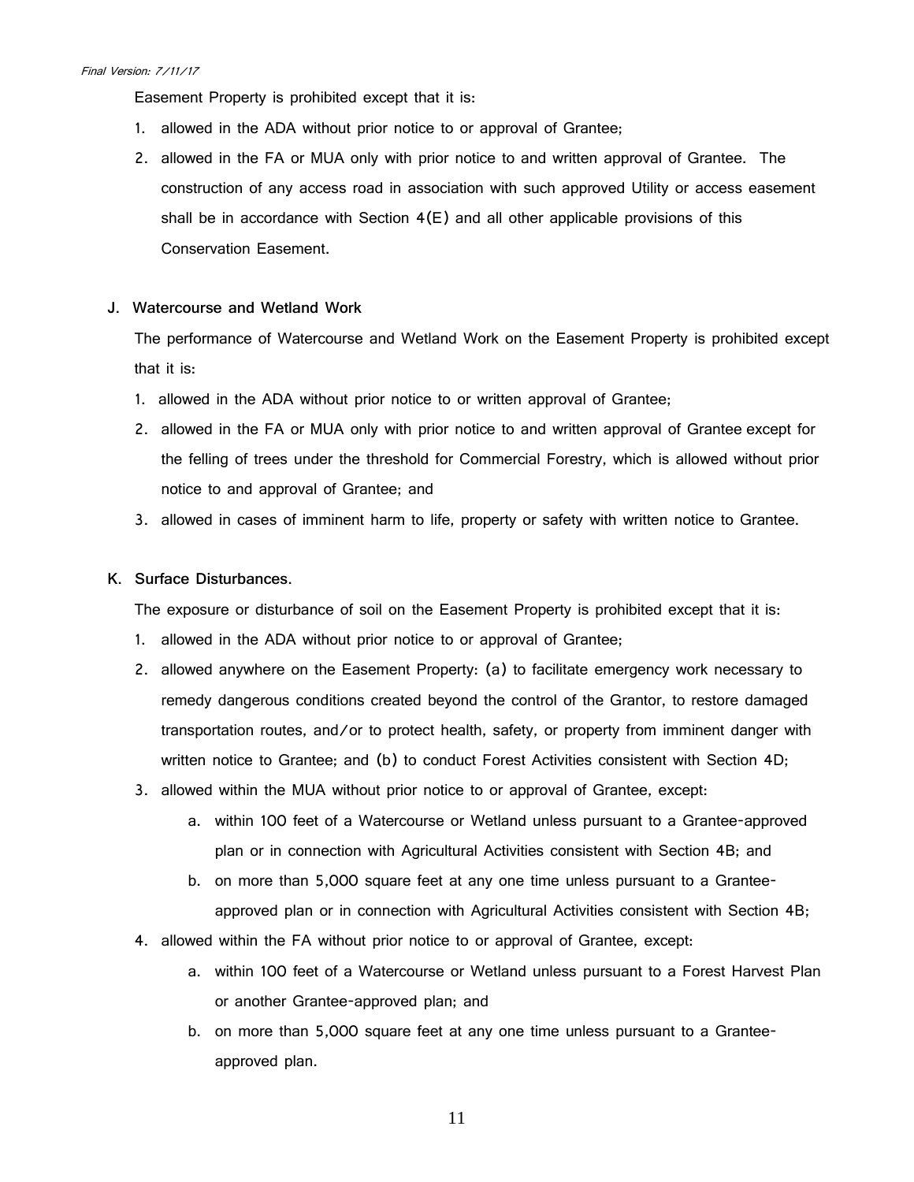Easement Property is prohibited except that it is:

1. allowed in the ADA without prior notice to or approval of Grantee;
2. allowed in the FA or MUA only with prior notice to and written approval of Grantee. The construction of any access road in association with such approved Utility or access easement shall be in accordance with Section 4(E) and all other applicable provisions of this Conservation Easement.

**J. Watercourse and Wetland Work**

The performance of Watercourse and Wetland Work on the Easement Property is prohibited except that it is:

1. allowed in the ADA without prior notice to or written approval of Grantee;
2. allowed in the FA or MUA only with prior notice to and written approval of Grantee except for the felling of trees under the threshold for Commercial Forestry, which is allowed without prior notice to and approval of Grantee; and
3. allowed in cases of imminent harm to life, property or safety with written notice to Grantee.

**K. Surface Disturbances.**

The exposure or disturbance of soil on the Easement Property is prohibited except that it is:

1. allowed in the ADA without prior notice to or approval of Grantee;
2. allowed anywhere on the Easement Property: (a) to facilitate emergency work necessary to remedy dangerous conditions created beyond the control of the Grantor, to restore damaged transportation routes, and/or to protect health, safety, or property from imminent danger with written notice to Grantee; and (b) to conduct Forest Activities consistent with Section 4D;
3. allowed within the MUA without prior notice to or approval of Grantee, except:
   a. within 100 feet of a Watercourse or Wetland unless pursuant to a Grantee-approved plan or in connection with Agricultural Activities consistent with Section 4B; and
   b. on more than 5,000 square feet at any one time unless pursuant to a Grantee-approved plan or in connection with Agricultural Activities consistent with Section 4B;
4. allowed within the FA without prior notice to or approval of Grantee, except:
   a. within 100 feet of a Watercourse or Wetland unless pursuant to a Forest Harvest Plan or another Grantee-approved plan; and
   b. on more than 5,000 square feet at any one time unless pursuant to a Grantee-approved plan.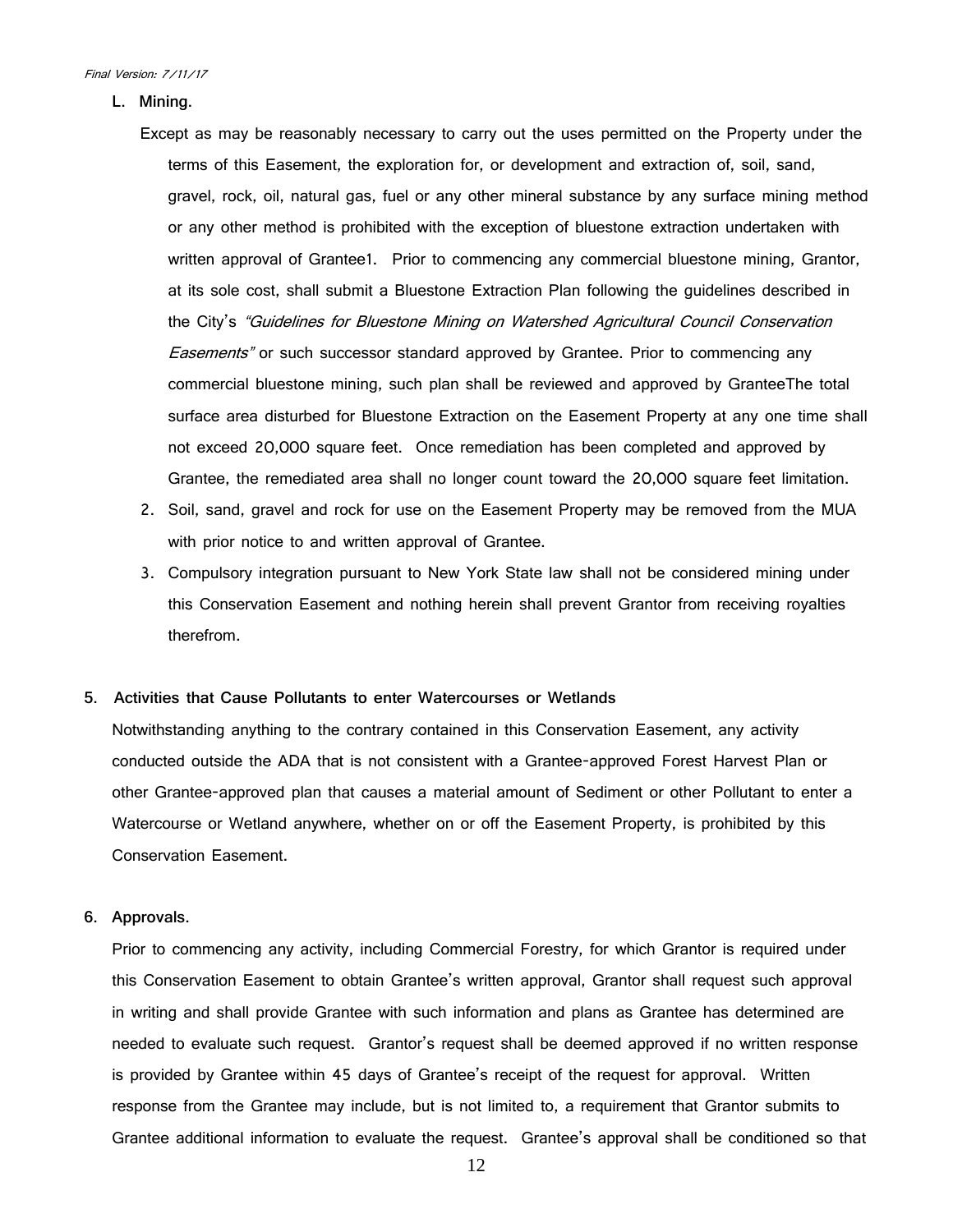### L. Mining.

Except as may be reasonably necessary to carry out the uses permitted on the Property under the terms of this Easement, the exploration for, or development and extraction of, soil, sand, gravel, rock, oil, natural gas, fuel or any other mineral substance by any surface mining method or any other method is prohibited with the exception of bluestone extraction undertaken with written approval of Grantee1. Prior to commencing any commercial bluestone mining, Grantor, at its sole cost, shall submit a Bluestone Extraction Plan following the guidelines described in the City's *"Guidelines for Bluestone Mining on Watershed Agricultural Council Conservation Easements"* or such successor standard approved by Grantee. Prior to commencing any commercial bluestone mining, such plan shall be reviewed and approved by GranteeThe total surface area disturbed for Bluestone Extraction on the Easement Property at any one time shall not exceed 20,000 square feet. Once remediation has been completed and approved by Grantee, the remediated area shall no longer count toward the 20,000 square feet limitation.

2. Soil, sand, gravel and rock for use on the Easement Property may be removed from the MUA with prior notice to and written approval of Grantee.
3. Compulsory integration pursuant to New York State law shall not be considered mining under this Conservation Easement and nothing herein shall prevent Grantor from receiving royalties therefrom.

### 5. Activities that Cause Pollutants to enter Watercourses or Wetlands

Notwithstanding anything to the contrary contained in this Conservation Easement, any activity conducted outside the ADA that is not consistent with a Grantee-approved Forest Harvest Plan or other Grantee-approved plan that causes a material amount of Sediment or other Pollutant to enter a Watercourse or Wetland anywhere, whether on or off the Easement Property, is prohibited by this Conservation Easement.

### 6. Approvals.

Prior to commencing any activity, including Commercial Forestry, for which Grantor is required under this Conservation Easement to obtain Grantee's written approval, Grantor shall request such approval in writing and shall provide Grantee with such information and plans as Grantee has determined are needed to evaluate such request. Grantor's request shall be deemed approved if no written response is provided by Grantee within 45 days of Grantee's receipt of the request for approval. Written response from the Grantee may include, but is not limited to, a requirement that Grantor submits to Grantee additional information to evaluate the request. Grantee's approval shall be conditioned so that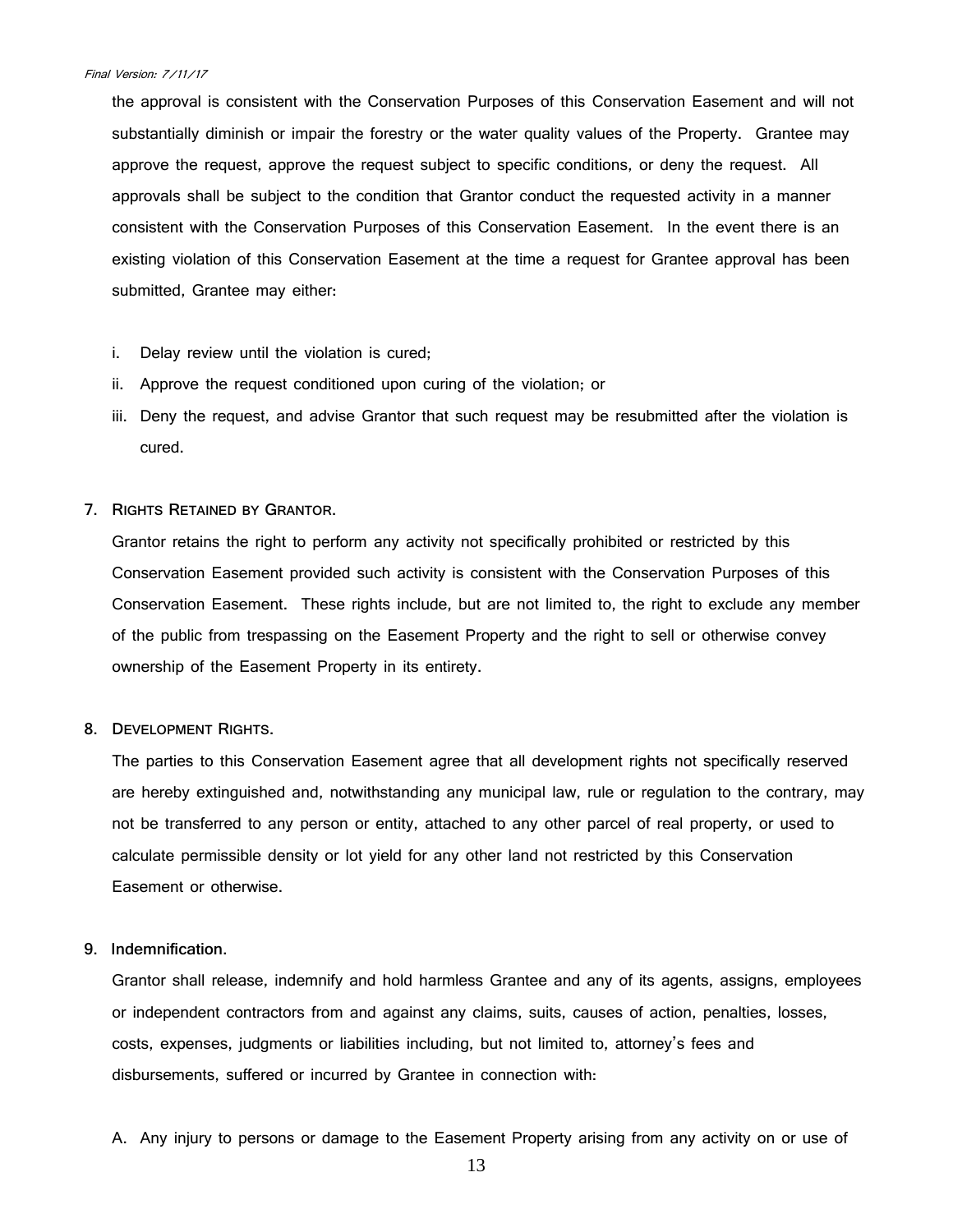the approval is consistent with the Conservation Purposes of this Conservation Easement and will not substantially diminish or impair the forestry or the water quality values of the Property. Grantee may approve the request, approve the request subject to specific conditions, or deny the request. All approvals shall be subject to the condition that Grantor conduct the requested activity in a manner consistent with the Conservation Purposes of this Conservation Easement. In the event there is an existing violation of this Conservation Easement at the time a request for Grantee approval has been submitted, Grantee may either:

i. Delay review until the violation is cured;
ii. Approve the request conditioned upon curing of the violation; or
iii. Deny the request, and advise Grantor that such request may be resubmitted after the violation is cured.

## 7. Rights Retained by Grantor.

Grantor retains the right to perform any activity not specifically prohibited or restricted by this Conservation Easement provided such activity is consistent with the Conservation Purposes of this Conservation Easement. These rights include, but are not limited to, the right to exclude any member of the public from trespassing on the Easement Property and the right to sell or otherwise convey ownership of the Easement Property in its entirety.

## 8. Development Rights.

The parties to this Conservation Easement agree that all development rights not specifically reserved are hereby extinguished and, notwithstanding any municipal law, rule or regulation to the contrary, may not be transferred to any person or entity, attached to any other parcel of real property, or used to calculate permissible density or lot yield for any other land not restricted by this Conservation Easement or otherwise.

## 9. Indemnification.

Grantor shall release, indemnify and hold harmless Grantee and any of its agents, assigns, employees or independent contractors from and against any claims, suits, causes of action, penalties, losses, costs, expenses, judgments or liabilities including, but not limited to, attorney's fees and disbursements, suffered or incurred by Grantee in connection with:

A. Any injury to persons or damage to the Easement Property arising from any activity on or use of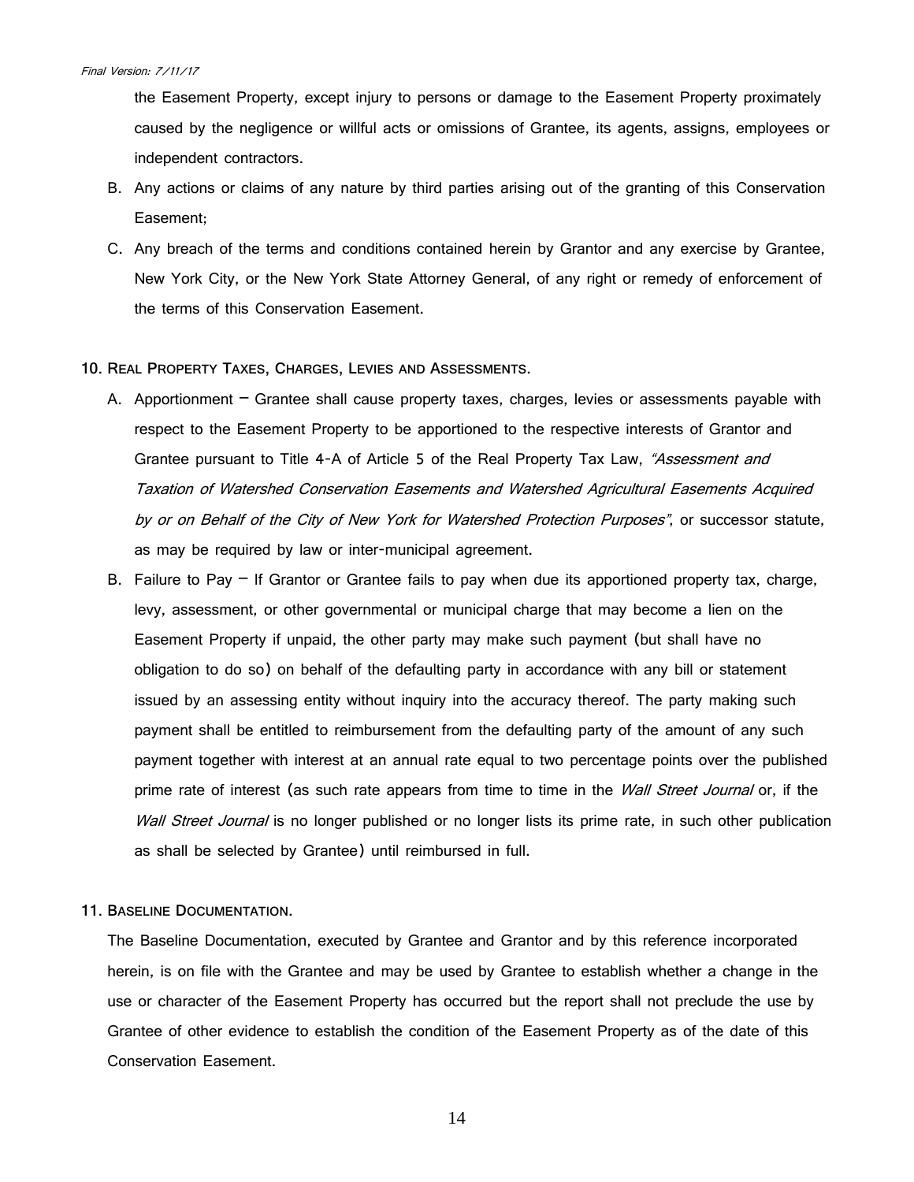the Easement Property, except injury to persons or damage to the Easement Property proximately caused by the negligence or willful acts or omissions of Grantee, its agents, assigns, employees or independent contractors.

B. Any actions or claims of any nature by third parties arising out of the granting of this Conservation Easement;

C. Any breach of the terms and conditions contained herein by Grantor and any exercise by Grantee, New York City, or the New York State Attorney General, of any right or remedy of enforcement of the terms of this Conservation Easement.

**10. Real Property Taxes, Charges, Levies and Assessments.**

A. Apportionment – Grantee shall cause property taxes, charges, levies or assessments payable with respect to the Easement Property to be apportioned to the respective interests of Grantor and Grantee pursuant to Title 4-A of Article 5 of the Real Property Tax Law, *"Assessment and Taxation of Watershed Conservation Easements and Watershed Agricultural Easements Acquired by or on Behalf of the City of New York for Watershed Protection Purposes"*, or successor statute, as may be required by law or inter-municipal agreement.

B. Failure to Pay – If Grantor or Grantee fails to pay when due its apportioned property tax, charge, levy, assessment, or other governmental or municipal charge that may become a lien on the Easement Property if unpaid, the other party may make such payment (but shall have no obligation to do so) on behalf of the defaulting party in accordance with any bill or statement issued by an assessing entity without inquiry into the accuracy thereof. The party making such payment shall be entitled to reimbursement from the defaulting party of the amount of any such payment together with interest at an annual rate equal to two percentage points over the published prime rate of interest (as such rate appears from time to time in the *Wall Street Journal* or, if the *Wall Street Journal* is no longer published or no longer lists its prime rate, in such other publication as shall be selected by Grantee) until reimbursed in full.

**11. Baseline Documentation.**

The Baseline Documentation, executed by Grantee and Grantor and by this reference incorporated herein, is on file with the Grantee and may be used by Grantee to establish whether a change in the use or character of the Easement Property has occurred but the report shall not preclude the use by Grantee of other evidence to establish the condition of the Easement Property as of the date of this Conservation Easement.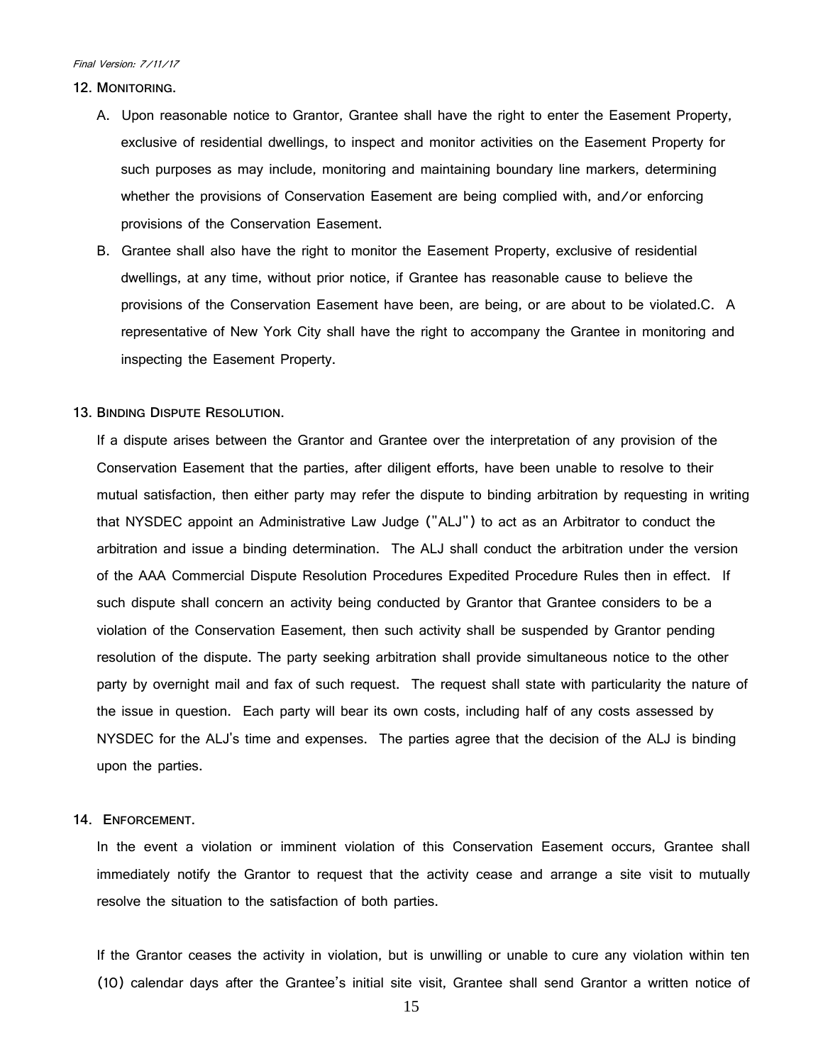*Final Version: 7/11/17*

**12. Monitoring.**

A. Upon reasonable notice to Grantor, Grantee shall have the right to enter the Easement Property, exclusive of residential dwellings, to inspect and monitor activities on the Easement Property for such purposes as may include, monitoring and maintaining boundary line markers, determining whether the provisions of Conservation Easement are being complied with, and/or enforcing provisions of the Conservation Easement.

B. Grantee shall also have the right to monitor the Easement Property, exclusive of residential dwellings, at any time, without prior notice, if Grantee has reasonable cause to believe the provisions of the Conservation Easement have been, are being, or are about to be violated.C. A representative of New York City shall have the right to accompany the Grantee in monitoring and inspecting the Easement Property.

**13. Binding Dispute Resolution.**

If a dispute arises between the Grantor and Grantee over the interpretation of any provision of the Conservation Easement that the parties, after diligent efforts, have been unable to resolve to their mutual satisfaction, then either party may refer the dispute to binding arbitration by requesting in writing that NYSDEC appoint an Administrative Law Judge ("ALJ") to act as an Arbitrator to conduct the arbitration and issue a binding determination. The ALJ shall conduct the arbitration under the version of the AAA Commercial Dispute Resolution Procedures Expedited Procedure Rules then in effect. If such dispute shall concern an activity being conducted by Grantor that Grantee considers to be a violation of the Conservation Easement, then such activity shall be suspended by Grantor pending resolution of the dispute. The party seeking arbitration shall provide simultaneous notice to the other party by overnight mail and fax of such request. The request shall state with particularity the nature of the issue in question. Each party will bear its own costs, including half of any costs assessed by NYSDEC for the ALJ's time and expenses. The parties agree that the decision of the ALJ is binding upon the parties.

**14. Enforcement.**

In the event a violation or imminent violation of this Conservation Easement occurs, Grantee shall immediately notify the Grantor to request that the activity cease and arrange a site visit to mutually resolve the situation to the satisfaction of both parties.

If the Grantor ceases the activity in violation, but is unwilling or unable to cure any violation within ten (10) calendar days after the Grantee's initial site visit, Grantee shall send Grantor a written notice of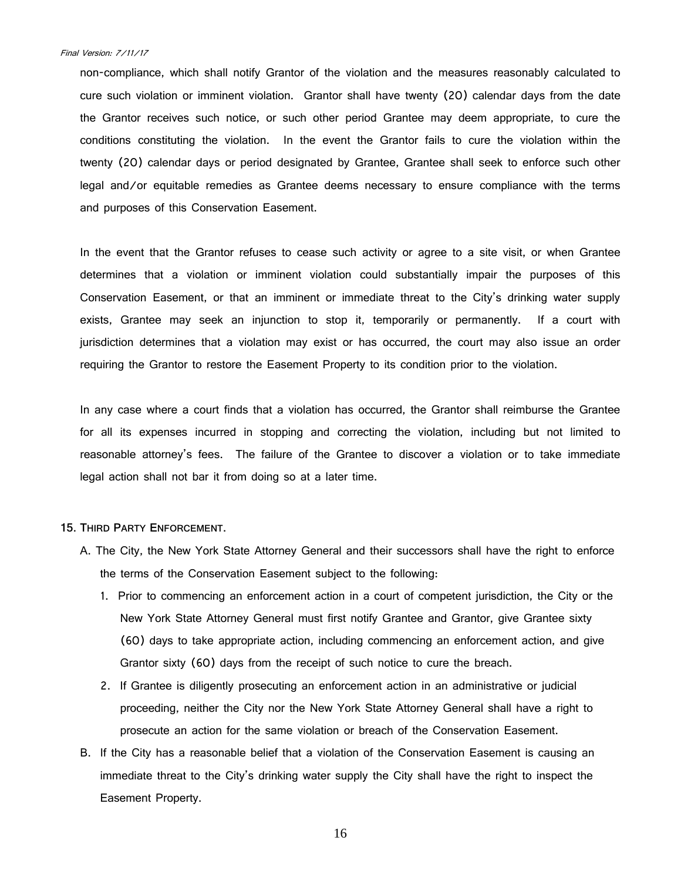non-compliance, which shall notify Grantor of the violation and the measures reasonably calculated to cure such violation or imminent violation. Grantor shall have twenty (20) calendar days from the date the Grantor receives such notice, or such other period Grantee may deem appropriate, to cure the conditions constituting the violation. In the event the Grantor fails to cure the violation within the twenty (20) calendar days or period designated by Grantee, Grantee shall seek to enforce such other legal and/or equitable remedies as Grantee deems necessary to ensure compliance with the terms and purposes of this Conservation Easement.

In the event that the Grantor refuses to cease such activity or agree to a site visit, or when Grantee determines that a violation or imminent violation could substantially impair the purposes of this Conservation Easement, or that an imminent or immediate threat to the City's drinking water supply exists, Grantee may seek an injunction to stop it, temporarily or permanently. If a court with jurisdiction determines that a violation may exist or has occurred, the court may also issue an order requiring the Grantor to restore the Easement Property to its condition prior to the violation.

In any case where a court finds that a violation has occurred, the Grantor shall reimburse the Grantee for all its expenses incurred in stopping and correcting the violation, including but not limited to reasonable attorney's fees. The failure of the Grantee to discover a violation or to take immediate legal action shall not bar it from doing so at a later time.

**15. Third Party Enforcement.**

A. The City, the New York State Attorney General and their successors shall have the right to enforce the terms of the Conservation Easement subject to the following:

1. Prior to commencing an enforcement action in a court of competent jurisdiction, the City or the New York State Attorney General must first notify Grantee and Grantor, give Grantee sixty (60) days to take appropriate action, including commencing an enforcement action, and give Grantor sixty (60) days from the receipt of such notice to cure the breach.
2. If Grantee is diligently prosecuting an enforcement action in an administrative or judicial proceeding, neither the City nor the New York State Attorney General shall have a right to prosecute an action for the same violation or breach of the Conservation Easement.

B. If the City has a reasonable belief that a violation of the Conservation Easement is causing an immediate threat to the City's drinking water supply the City shall have the right to inspect the Easement Property.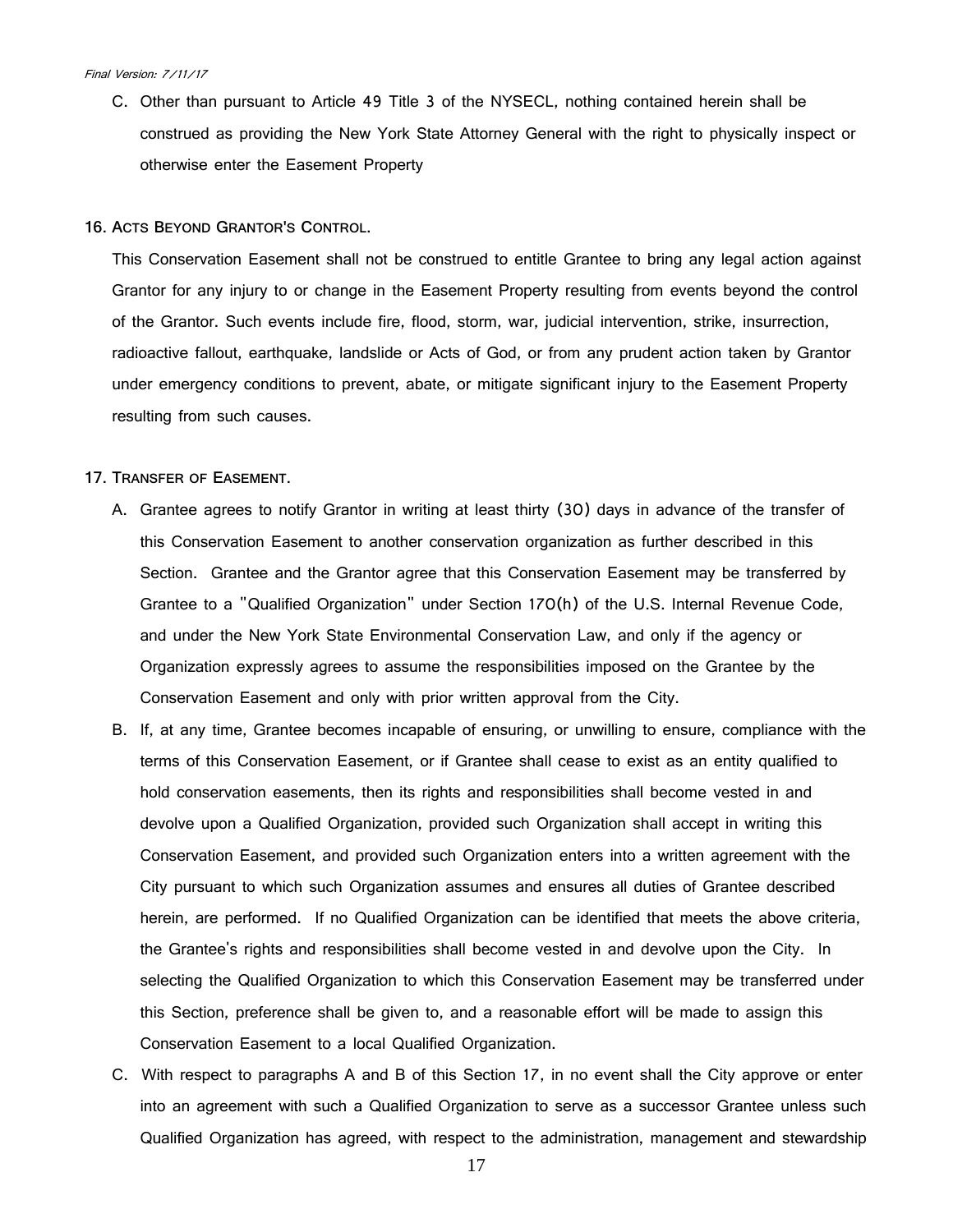C. Other than pursuant to Article 49 Title 3 of the NYSECL, nothing contained herein shall be construed as providing the New York State Attorney General with the right to physically inspect or otherwise enter the Easement Property

**16. ACTS BEYOND GRANTOR'S CONTROL.**

This Conservation Easement shall not be construed to entitle Grantee to bring any legal action against Grantor for any injury to or change in the Easement Property resulting from events beyond the control of the Grantor. Such events include fire, flood, storm, war, judicial intervention, strike, insurrection, radioactive fallout, earthquake, landslide or Acts of God, or from any prudent action taken by Grantor under emergency conditions to prevent, abate, or mitigate significant injury to the Easement Property resulting from such causes.

**17. TRANSFER OF EASEMENT.**

A. Grantee agrees to notify Grantor in writing at least thirty (30) days in advance of the transfer of this Conservation Easement to another conservation organization as further described in this Section. Grantee and the Grantor agree that this Conservation Easement may be transferred by Grantee to a "Qualified Organization" under Section 170(h) of the U.S. Internal Revenue Code, and under the New York State Environmental Conservation Law, and only if the agency or Organization expressly agrees to assume the responsibilities imposed on the Grantee by the Conservation Easement and only with prior written approval from the City.

B. If, at any time, Grantee becomes incapable of ensuring, or unwilling to ensure, compliance with the terms of this Conservation Easement, or if Grantee shall cease to exist as an entity qualified to hold conservation easements, then its rights and responsibilities shall become vested in and devolve upon a Qualified Organization, provided such Organization shall accept in writing this Conservation Easement, and provided such Organization enters into a written agreement with the City pursuant to which such Organization assumes and ensures all duties of Grantee described herein, are performed. If no Qualified Organization can be identified that meets the above criteria, the Grantee's rights and responsibilities shall become vested in and devolve upon the City. In selecting the Qualified Organization to which this Conservation Easement may be transferred under this Section, preference shall be given to, and a reasonable effort will be made to assign this Conservation Easement to a local Qualified Organization.

C. With respect to paragraphs A and B of this Section 17, in no event shall the City approve or enter into an agreement with such a Qualified Organization to serve as a successor Grantee unless such Qualified Organization has agreed, with respect to the administration, management and stewardship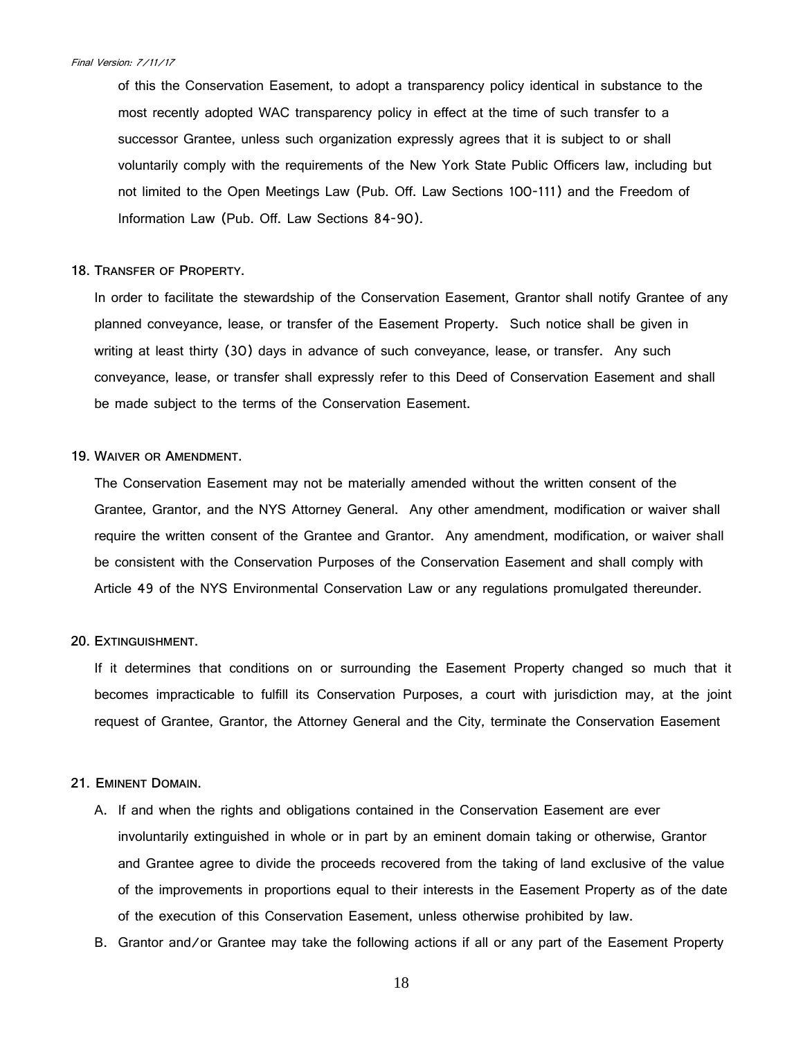of this the Conservation Easement, to adopt a transparency policy identical in substance to the most recently adopted WAC transparency policy in effect at the time of such transfer to a successor Grantee, unless such organization expressly agrees that it is subject to or shall voluntarily comply with the requirements of the New York State Public Officers law, including but not limited to the Open Meetings Law (Pub. Off. Law Sections 100-111) and the Freedom of Information Law (Pub. Off. Law Sections 84-90).

18. **Transfer of Property.**

In order to facilitate the stewardship of the Conservation Easement, Grantor shall notify Grantee of any planned conveyance, lease, or transfer of the Easement Property. Such notice shall be given in writing at least thirty (30) days in advance of such conveyance, lease, or transfer. Any such conveyance, lease, or transfer shall expressly refer to this Deed of Conservation Easement and shall be made subject to the terms of the Conservation Easement.

19. **Waiver or Amendment.**

The Conservation Easement may not be materially amended without the written consent of the Grantee, Grantor, and the NYS Attorney General. Any other amendment, modification or waiver shall require the written consent of the Grantee and Grantor. Any amendment, modification, or waiver shall be consistent with the Conservation Purposes of the Conservation Easement and shall comply with Article 49 of the NYS Environmental Conservation Law or any regulations promulgated thereunder.

20. **Extinguishment.**

If it determines that conditions on or surrounding the Easement Property changed so much that it becomes impracticable to fulfill its Conservation Purposes, a court with jurisdiction may, at the joint request of Grantee, Grantor, the Attorney General and the City, terminate the Conservation Easement

21. **Eminent Domain.**

A. If and when the rights and obligations contained in the Conservation Easement are ever involuntarily extinguished in whole or in part by an eminent domain taking or otherwise, Grantor and Grantee agree to divide the proceeds recovered from the taking of land exclusive of the value of the improvements in proportions equal to their interests in the Easement Property as of the date of the execution of this Conservation Easement, unless otherwise prohibited by law.

B. Grantor and/or Grantee may take the following actions if all or any part of the Easement Property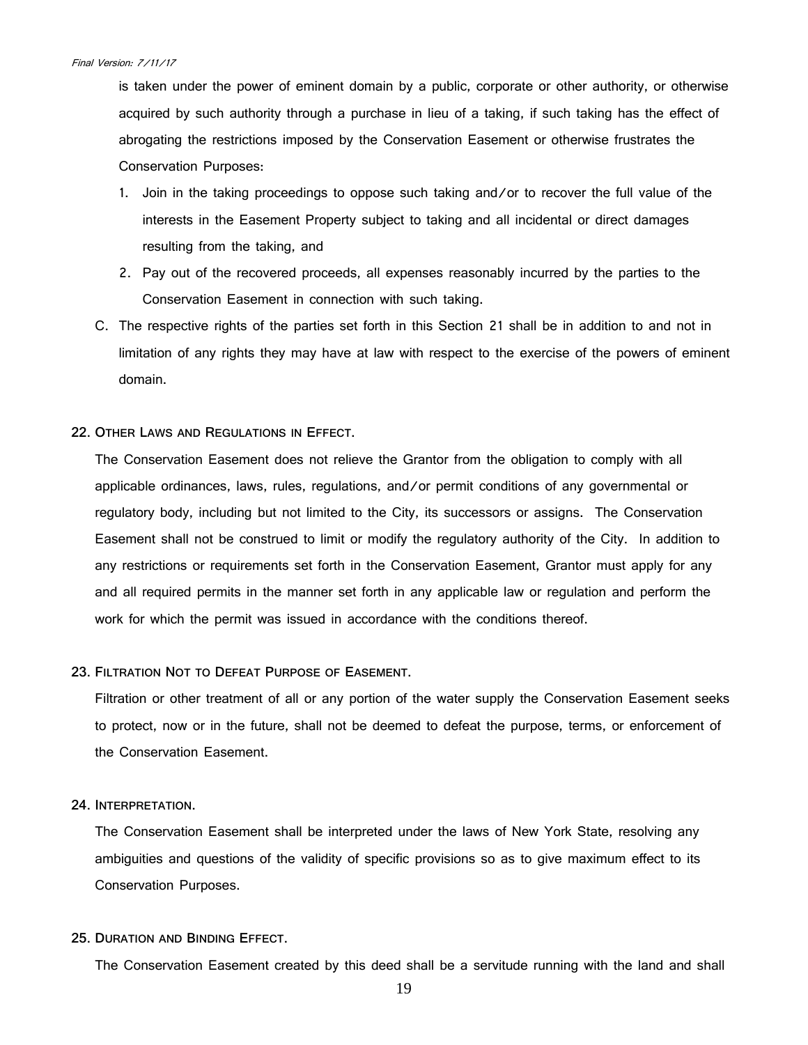is taken under the power of eminent domain by a public, corporate or other authority, or otherwise acquired by such authority through a purchase in lieu of a taking, if such taking has the effect of abrogating the restrictions imposed by the Conservation Easement or otherwise frustrates the Conservation Purposes:

1. Join in the taking proceedings to oppose such taking and/or to recover the full value of the interests in the Easement Property subject to taking and all incidental or direct damages resulting from the taking, and
2. Pay out of the recovered proceeds, all expenses reasonably incurred by the parties to the Conservation Easement in connection with such taking.

C. The respective rights of the parties set forth in this Section 21 shall be in addition to and not in limitation of any rights they may have at law with respect to the exercise of the powers of eminent domain.

**22. Other Laws and Regulations in Effect.**

The Conservation Easement does not relieve the Grantor from the obligation to comply with all applicable ordinances, laws, rules, regulations, and/or permit conditions of any governmental or regulatory body, including but not limited to the City, its successors or assigns. The Conservation Easement shall not be construed to limit or modify the regulatory authority of the City. In addition to any restrictions or requirements set forth in the Conservation Easement, Grantor must apply for any and all required permits in the manner set forth in any applicable law or regulation and perform the work for which the permit was issued in accordance with the conditions thereof.

**23. Filtration Not to Defeat Purpose of Easement.**

Filtration or other treatment of all or any portion of the water supply the Conservation Easement seeks to protect, now or in the future, shall not be deemed to defeat the purpose, terms, or enforcement of the Conservation Easement.

**24. Interpretation.**

The Conservation Easement shall be interpreted under the laws of New York State, resolving any ambiguities and questions of the validity of specific provisions so as to give maximum effect to its Conservation Purposes.

**25. Duration and Binding Effect.**

The Conservation Easement created by this deed shall be a servitude running with the land and shall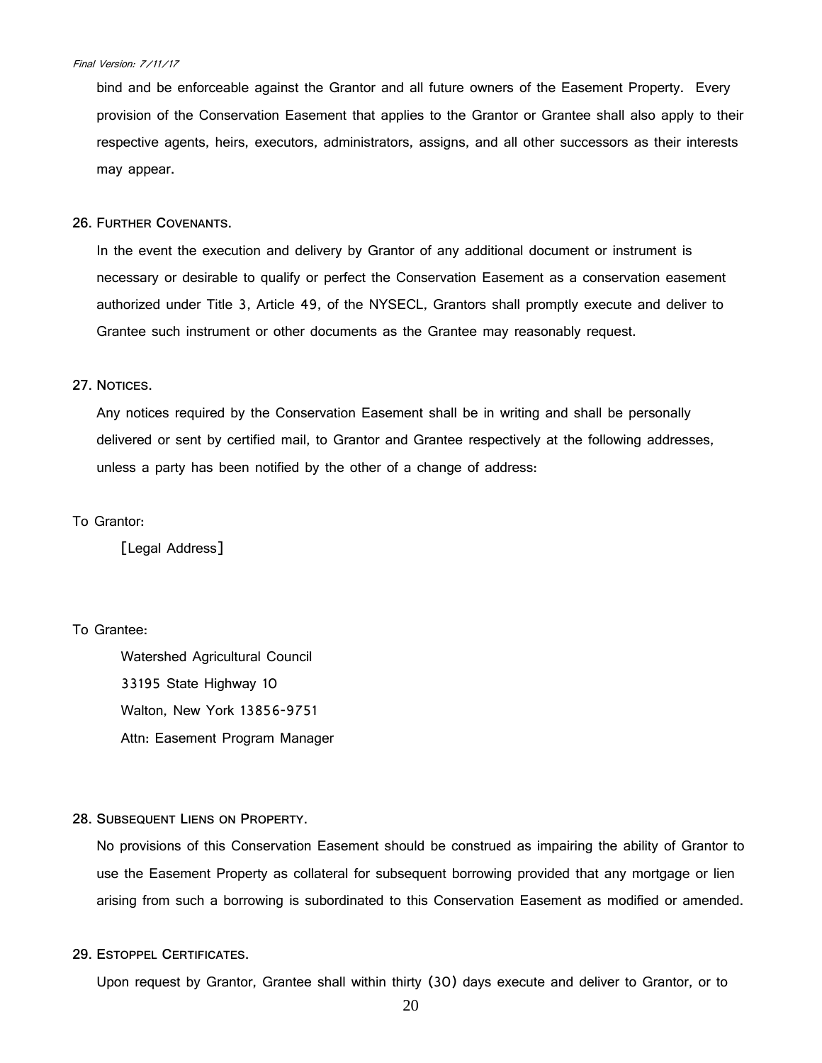bind and be enforceable against the Grantor and all future owners of the Easement Property. Every provision of the Conservation Easement that applies to the Grantor or Grantee shall also apply to their respective agents, heirs, executors, administrators, assigns, and all other successors as their interests may appear.

**26. Further Covenants.**

In the event the execution and delivery by Grantor of any additional document or instrument is necessary or desirable to qualify or perfect the Conservation Easement as a conservation easement authorized under Title 3, Article 49, of the NYSECL, Grantors shall promptly execute and deliver to Grantee such instrument or other documents as the Grantee may reasonably request.

**27. Notices.**

Any notices required by the Conservation Easement shall be in writing and shall be personally delivered or sent by certified mail, to Grantor and Grantee respectively at the following addresses, unless a party has been notified by the other of a change of address:

To Grantor:

[Legal Address]

To Grantee:

Watershed Agricultural Council
33195 State Highway 10
Walton, New York 13856-9751
Attn: Easement Program Manager

**28. Subsequent Liens on Property.**

No provisions of this Conservation Easement should be construed as impairing the ability of Grantor to use the Easement Property as collateral for subsequent borrowing provided that any mortgage or lien arising from such a borrowing is subordinated to this Conservation Easement as modified or amended.

**29. Estoppel Certificates.**

Upon request by Grantor, Grantee shall within thirty (30) days execute and deliver to Grantor, or to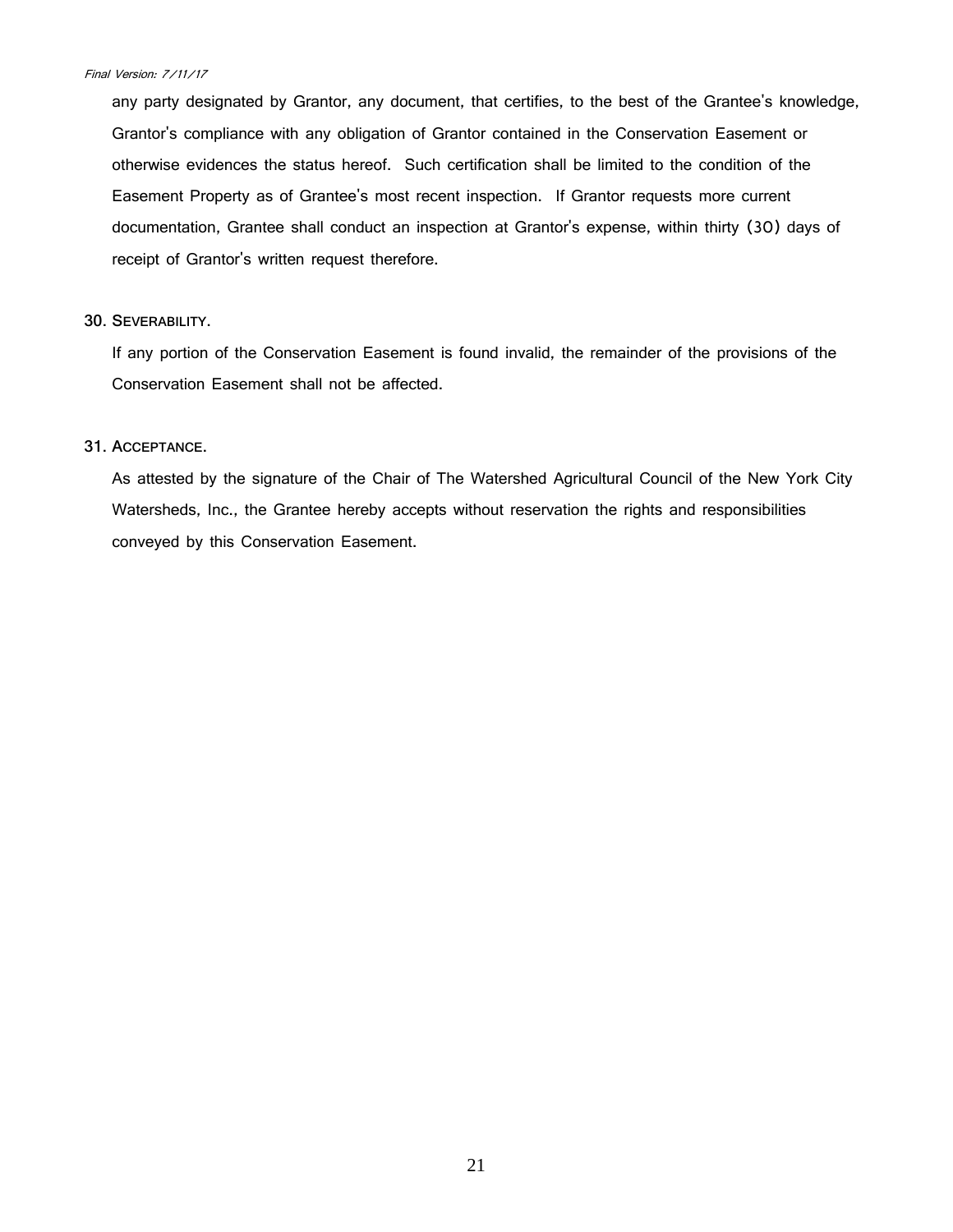any party designated by Grantor, any document, that certifies, to the best of the Grantee's knowledge, Grantor's compliance with any obligation of Grantor contained in the Conservation Easement or otherwise evidences the status hereof. Such certification shall be limited to the condition of the Easement Property as of Grantee's most recent inspection. If Grantor requests more current documentation, Grantee shall conduct an inspection at Grantor's expense, within thirty (30) days of receipt of Grantor's written request therefore.

30. SEVERABILITY.

If any portion of the Conservation Easement is found invalid, the remainder of the provisions of the Conservation Easement shall not be affected.

31. ACCEPTANCE.

As attested by the signature of the Chair of The Watershed Agricultural Council of the New York City Watersheds, Inc., the Grantee hereby accepts without reservation the rights and responsibilities conveyed by this Conservation Easement.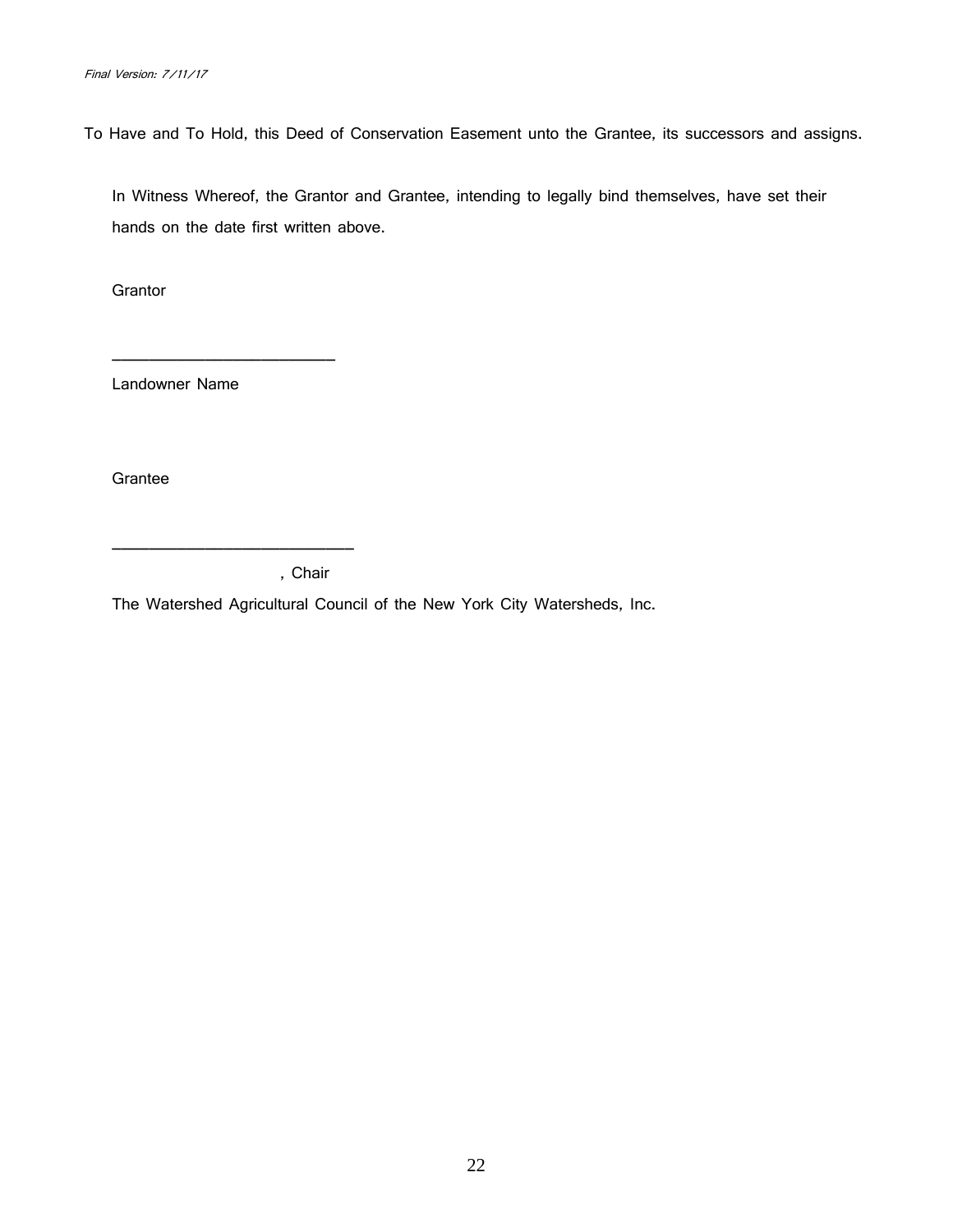To Have and To Hold, this Deed of Conservation Easement unto the Grantee, its successors and assigns.

In Witness Whereof, the Grantor and Grantee, intending to legally bind themselves, have set their hands on the date first written above.

Grantor

\_\_\_\_\_\_\_\_\_\_\_\_\_\_\_\_\_\_\_\_\_\_\_\_\_\_

Landowner Name

Grantee

\_\_\_\_\_\_\_\_\_\_\_\_\_\_\_\_\_\_\_\_\_\_\_\_\_\_\_\_

, Chair

The Watershed Agricultural Council of the New York City Watersheds, Inc.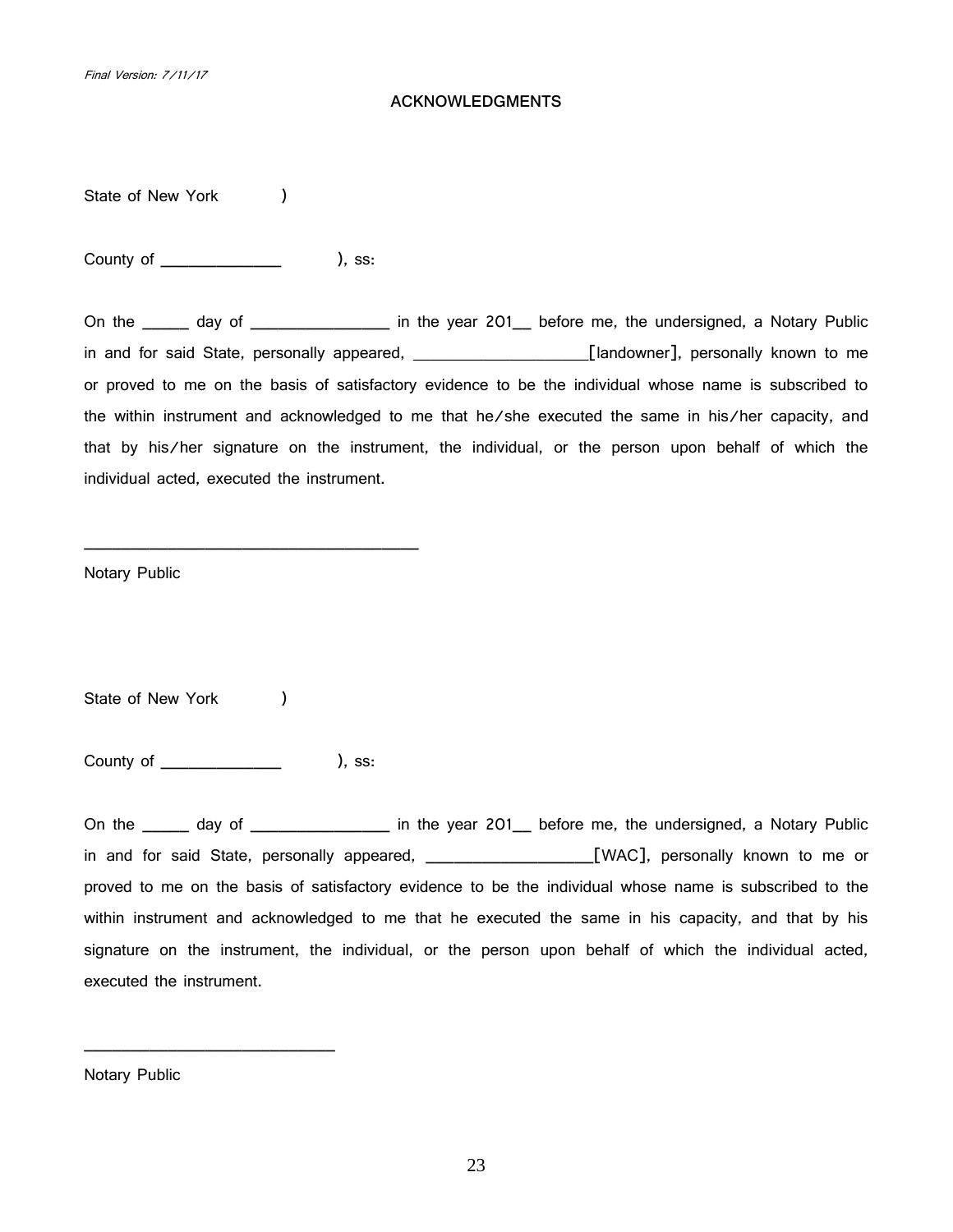*Final Version: 7/11/17*

**ACKNOWLEDGMENTS**

State of New York )

County of _____________ ), ss:

On the _____ day of _______________ in the year 201__ before me, the undersigned, a Notary Public in and for said State, personally appeared, ___________________[landowner], personally known to me or proved to me on the basis of satisfactory evidence to be the individual whose name is subscribed to the within instrument and acknowledged to me that he/she executed the same in his/her capacity, and that by his/her signature on the instrument, the individual, or the person upon behalf of which the individual acted, executed the instrument.

____________________________________

Notary Public

State of New York )

County of _____________ ), ss:

On the _____ day of _______________ in the year 201__ before me, the undersigned, a Notary Public in and for said State, personally appeared, __________________[WAC], personally known to me or proved to me on the basis of satisfactory evidence to be the individual whose name is subscribed to the within instrument and acknowledged to me that he executed the same in his capacity, and that by his signature on the instrument, the individual, or the person upon behalf of which the individual acted, executed the instrument.

___________________________

Notary Public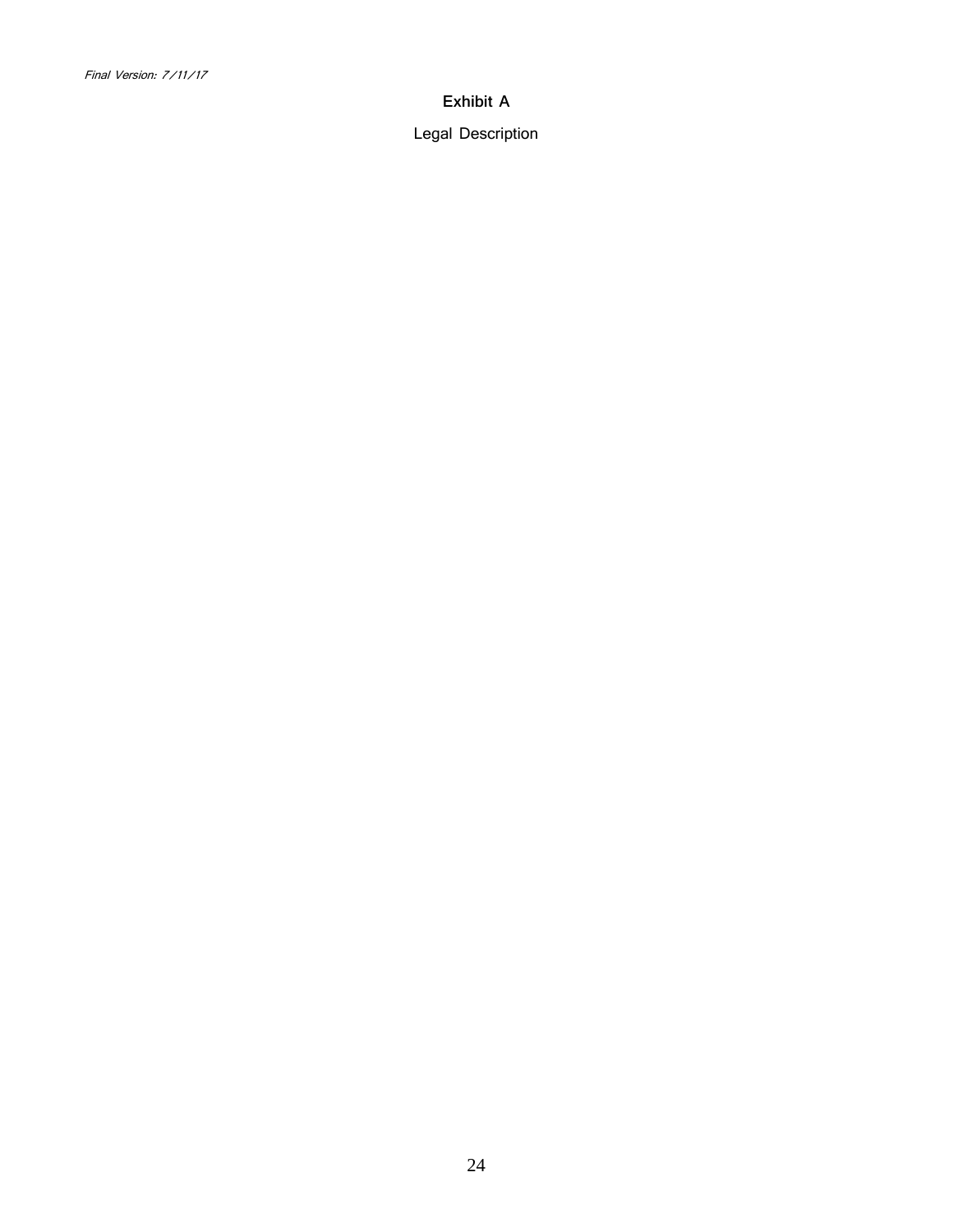*Final Version: 7/11/17*

# Exhibit A

## Legal Description